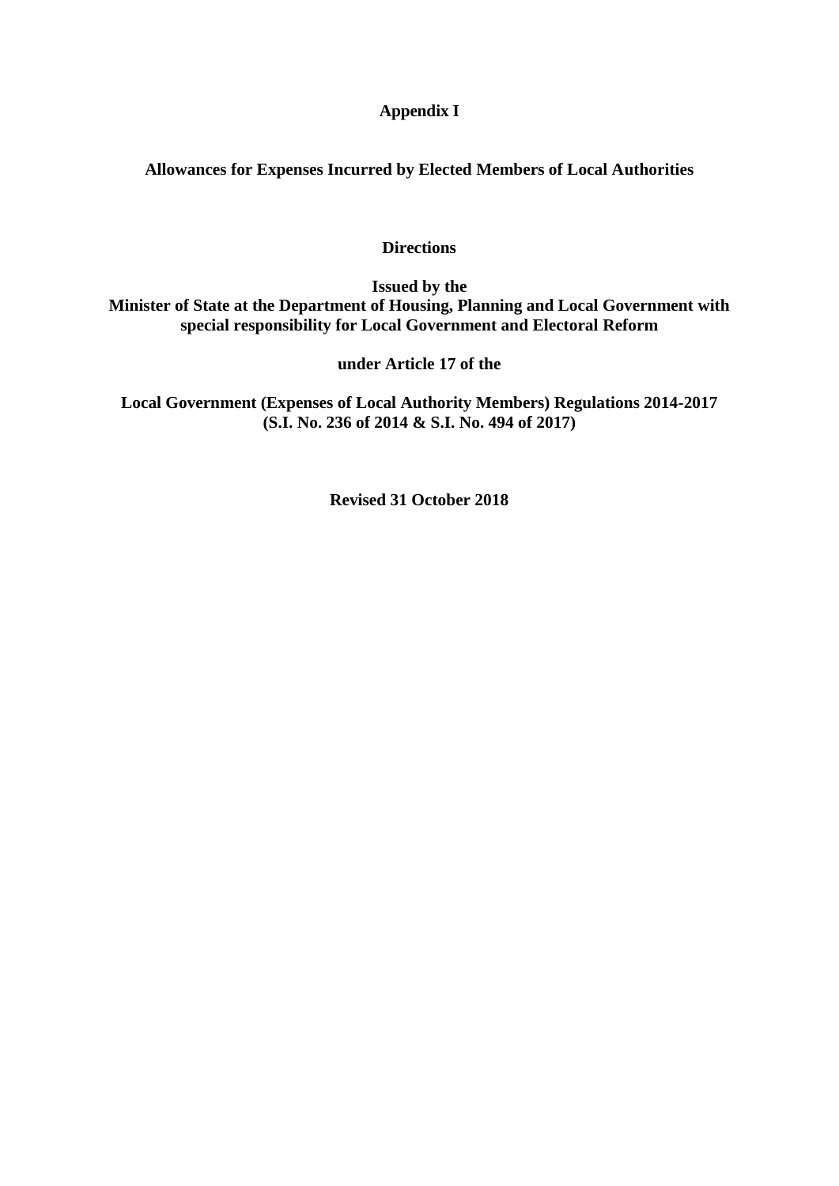**Appendix I**

# Allowances for Expenses Incurred by Elected Members of Local Authorities

## Directions

**Issued by the**
**Minister of State at the Department of Housing, Planning and Local Government with special responsibility for Local Government and Electoral Reform**

**under Article 17 of the**

**Local Government (Expenses of Local Authority Members) Regulations 2014-2017 (S.I. No. 236 of 2014 & S.I. No. 494 of 2017)**

**Revised 31 October 2018**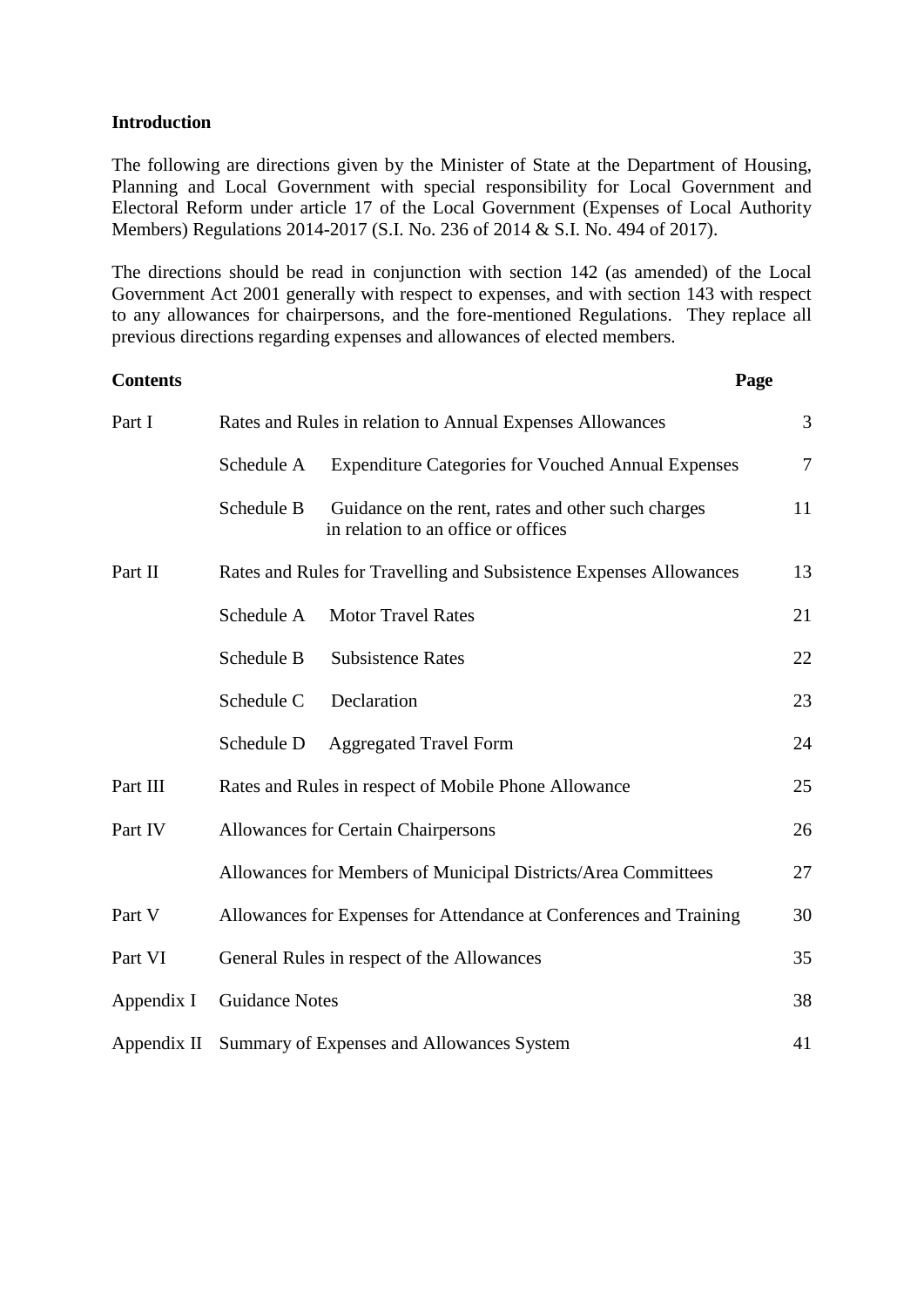**Introduction**

The following are directions given by the Minister of State at the Department of Housing, Planning and Local Government with special responsibility for Local Government and Electoral Reform under article 17 of the Local Government (Expenses of Local Authority Members) Regulations 2014-2017 (S.I. No. 236 of 2014 & S.I. No. 494 of 2017).

The directions should be read in conjunction with section 142 (as amended) of the Local Government Act 2001 generally with respect to expenses, and with section 143 with respect to any allowances for chairpersons, and the fore-mentioned Regulations. They replace all previous directions regarding expenses and allowances of elected members.

| **Contents** | | **Page** |
|---|---|---|
| Part I | Rates and Rules in relation to Annual Expenses Allowances | 3 |
| | Schedule A Expenditure Categories for Vouched Annual Expenses | 7 |
| | Schedule B Guidance on the rent, rates and other such charges in relation to an office or offices | 11 |
| Part II | Rates and Rules for Travelling and Subsistence Expenses Allowances | 13 |
| | Schedule A Motor Travel Rates | 21 |
| | Schedule B Subsistence Rates | 22 |
| | Schedule C Declaration | 23 |
| | Schedule D Aggregated Travel Form | 24 |
| Part III | Rates and Rules in respect of Mobile Phone Allowance | 25 |
| Part IV | Allowances for Certain Chairpersons | 26 |
| | Allowances for Members of Municipal Districts/Area Committees | 27 |
| Part V | Allowances for Expenses for Attendance at Conferences and Training | 30 |
| Part VI | General Rules in respect of the Allowances | 35 |
| Appendix I | Guidance Notes | 38 |
| Appendix II | Summary of Expenses and Allowances System | 41 |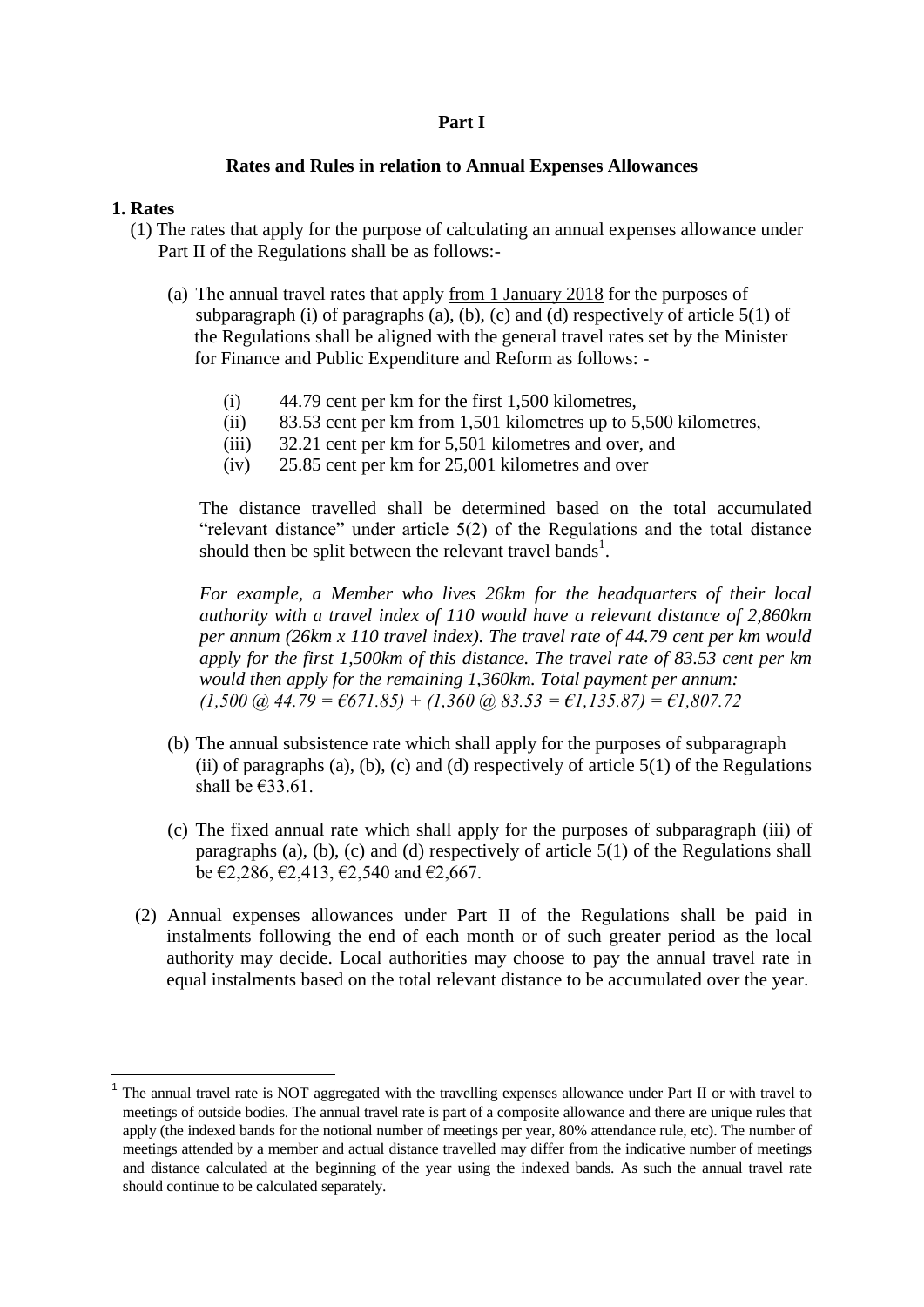# Part I

## Rates and Rules in relation to Annual Expenses Allowances

**1. Rates**

(1) The rates that apply for the purpose of calculating an annual expenses allowance under Part II of the Regulations shall be as follows:-

(a) The annual travel rates that apply from 1 January 2018 for the purposes of subparagraph (i) of paragraphs (a), (b), (c) and (d) respectively of article 5(1) of the Regulations shall be aligned with the general travel rates set by the Minister for Finance and Public Expenditure and Reform as follows: -

- (i) 44.79 cent per km for the first 1,500 kilometres,
- (ii) 83.53 cent per km from 1,501 kilometres up to 5,500 kilometres,
- (iii) 32.21 cent per km for 5,501 kilometres and over, and
- (iv) 25.85 cent per km for 25,001 kilometres and over

The distance travelled shall be determined based on the total accumulated "relevant distance" under article 5(2) of the Regulations and the total distance should then be split between the relevant travel bands[1].

*For example, a Member who lives 26km for the headquarters of their local authority with a travel index of 110 would have a relevant distance of 2,860km per annum (26km x 110 travel index). The travel rate of 44.79 cent per km would apply for the first 1,500km of this distance. The travel rate of 83.53 cent per km would then apply for the remaining 1,360km. Total payment per annum: (1,500 @ 44.79 = €671.85) + (1,360 @ 83.53 = €1,135.87) = €1,807.72*

(b) The annual subsistence rate which shall apply for the purposes of subparagraph (ii) of paragraphs (a), (b), (c) and (d) respectively of article 5(1) of the Regulations shall be €33.61.

(c) The fixed annual rate which shall apply for the purposes of subparagraph (iii) of paragraphs (a), (b), (c) and (d) respectively of article 5(1) of the Regulations shall be €2,286, €2,413, €2,540 and €2,667.

(2) Annual expenses allowances under Part II of the Regulations shall be paid in instalments following the end of each month or of such greater period as the local authority may decide. Local authorities may choose to pay the annual travel rate in equal instalments based on the total relevant distance to be accumulated over the year.

---

[1] The annual travel rate is NOT aggregated with the travelling expenses allowance under Part II or with travel to meetings of outside bodies. The annual travel rate is part of a composite allowance and there are unique rules that apply (the indexed bands for the notional number of meetings per year, 80% attendance rule, etc). The number of meetings attended by a member and actual distance travelled may differ from the indicative number of meetings and distance calculated at the beginning of the year using the indexed bands. As such the annual travel rate should continue to be calculated separately.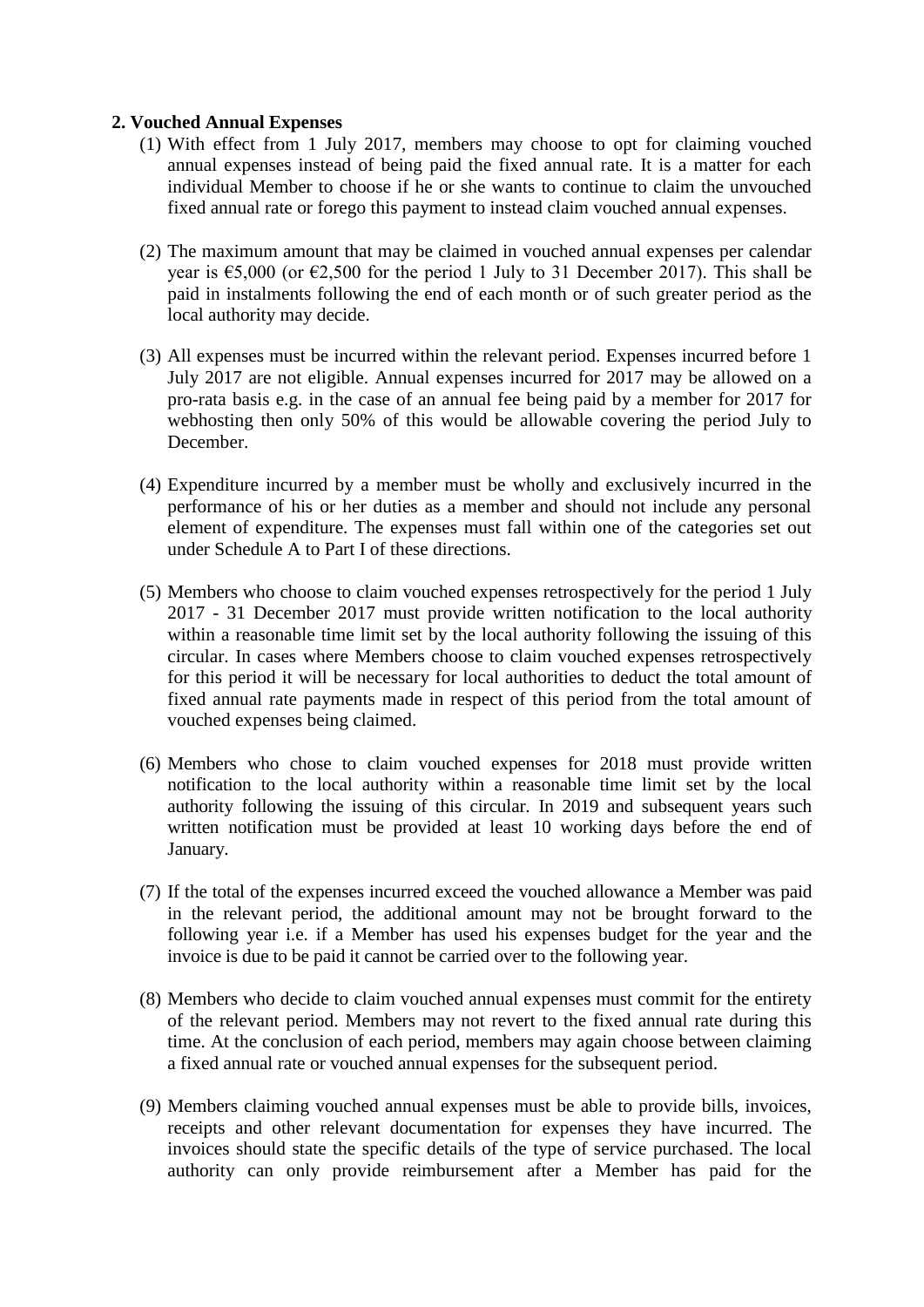**2. Vouched Annual Expenses**

(1) With effect from 1 July 2017, members may choose to opt for claiming vouched annual expenses instead of being paid the fixed annual rate. It is a matter for each individual Member to choose if he or she wants to continue to claim the unvouched fixed annual rate or forego this payment to instead claim vouched annual expenses.

(2) The maximum amount that may be claimed in vouched annual expenses per calendar year is €5,000 (or €2,500 for the period 1 July to 31 December 2017). This shall be paid in instalments following the end of each month or of such greater period as the local authority may decide.

(3) All expenses must be incurred within the relevant period. Expenses incurred before 1 July 2017 are not eligible. Annual expenses incurred for 2017 may be allowed on a pro-rata basis e.g. in the case of an annual fee being paid by a member for 2017 for webhosting then only 50% of this would be allowable covering the period July to December.

(4) Expenditure incurred by a member must be wholly and exclusively incurred in the performance of his or her duties as a member and should not include any personal element of expenditure. The expenses must fall within one of the categories set out under Schedule A to Part I of these directions.

(5) Members who choose to claim vouched expenses retrospectively for the period 1 July 2017 - 31 December 2017 must provide written notification to the local authority within a reasonable time limit set by the local authority following the issuing of this circular. In cases where Members choose to claim vouched expenses retrospectively for this period it will be necessary for local authorities to deduct the total amount of fixed annual rate payments made in respect of this period from the total amount of vouched expenses being claimed.

(6) Members who chose to claim vouched expenses for 2018 must provide written notification to the local authority within a reasonable time limit set by the local authority following the issuing of this circular. In 2019 and subsequent years such written notification must be provided at least 10 working days before the end of January.

(7) If the total of the expenses incurred exceed the vouched allowance a Member was paid in the relevant period, the additional amount may not be brought forward to the following year i.e. if a Member has used his expenses budget for the year and the invoice is due to be paid it cannot be carried over to the following year.

(8) Members who decide to claim vouched annual expenses must commit for the entirety of the relevant period. Members may not revert to the fixed annual rate during this time. At the conclusion of each period, members may again choose between claiming a fixed annual rate or vouched annual expenses for the subsequent period.

(9) Members claiming vouched annual expenses must be able to provide bills, invoices, receipts and other relevant documentation for expenses they have incurred. The invoices should state the specific details of the type of service purchased. The local authority can only provide reimbursement after a Member has paid for the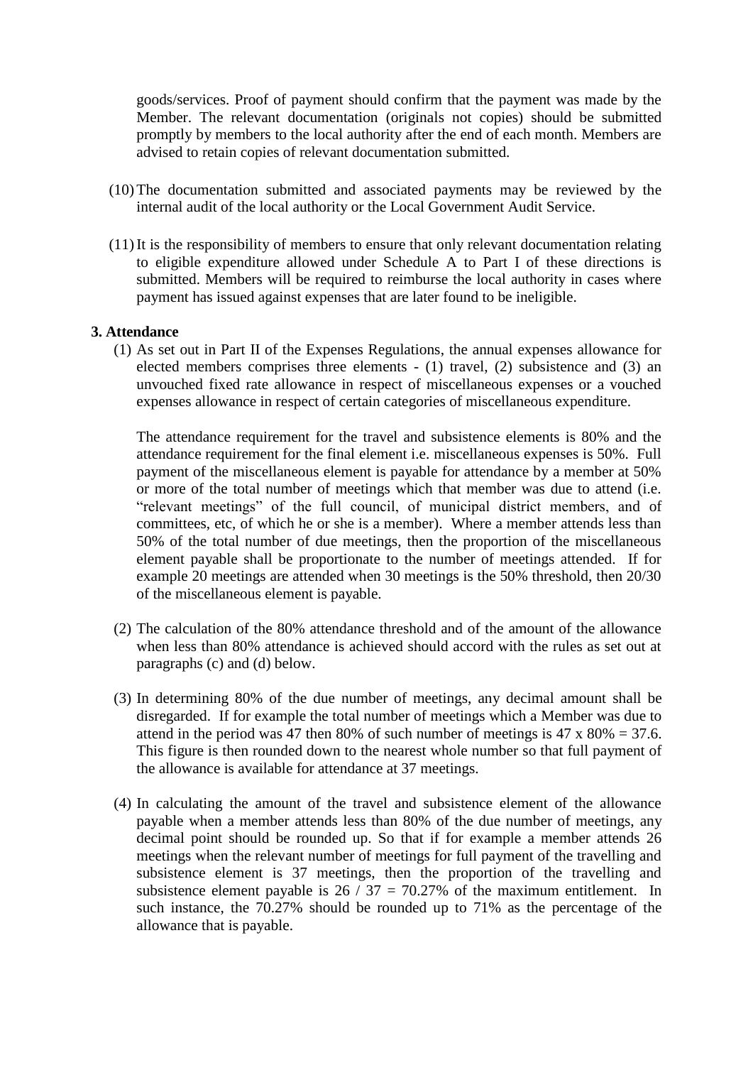goods/services. Proof of payment should confirm that the payment was made by the Member. The relevant documentation (originals not copies) should be submitted promptly by members to the local authority after the end of each month. Members are advised to retain copies of relevant documentation submitted.

(10) The documentation submitted and associated payments may be reviewed by the internal audit of the local authority or the Local Government Audit Service.

(11) It is the responsibility of members to ensure that only relevant documentation relating to eligible expenditure allowed under Schedule A to Part I of these directions is submitted. Members will be required to reimburse the local authority in cases where payment has issued against expenses that are later found to be ineligible.

**3. Attendance**

(1) As set out in Part II of the Expenses Regulations, the annual expenses allowance for elected members comprises three elements - (1) travel, (2) subsistence and (3) an unvouched fixed rate allowance in respect of miscellaneous expenses or a vouched expenses allowance in respect of certain categories of miscellaneous expenditure.

The attendance requirement for the travel and subsistence elements is 80% and the attendance requirement for the final element i.e. miscellaneous expenses is 50%. Full payment of the miscellaneous element is payable for attendance by a member at 50% or more of the total number of meetings which that member was due to attend (i.e. "relevant meetings" of the full council, of municipal district members, and of committees, etc, of which he or she is a member). Where a member attends less than 50% of the total number of due meetings, then the proportion of the miscellaneous element payable shall be proportionate to the number of meetings attended. If for example 20 meetings are attended when 30 meetings is the 50% threshold, then 20/30 of the miscellaneous element is payable.

(2) The calculation of the 80% attendance threshold and of the amount of the allowance when less than 80% attendance is achieved should accord with the rules as set out at paragraphs (c) and (d) below.

(3) In determining 80% of the due number of meetings, any decimal amount shall be disregarded. If for example the total number of meetings which a Member was due to attend in the period was 47 then 80% of such number of meetings is 47 x 80% = 37.6. This figure is then rounded down to the nearest whole number so that full payment of the allowance is available for attendance at 37 meetings.

(4) In calculating the amount of the travel and subsistence element of the allowance payable when a member attends less than 80% of the due number of meetings, any decimal point should be rounded up. So that if for example a member attends 26 meetings when the relevant number of meetings for full payment of the travelling and subsistence element is 37 meetings, then the proportion of the travelling and subsistence element payable is 26 / 37 = 70.27% of the maximum entitlement. In such instance, the 70.27% should be rounded up to 71% as the percentage of the allowance that is payable.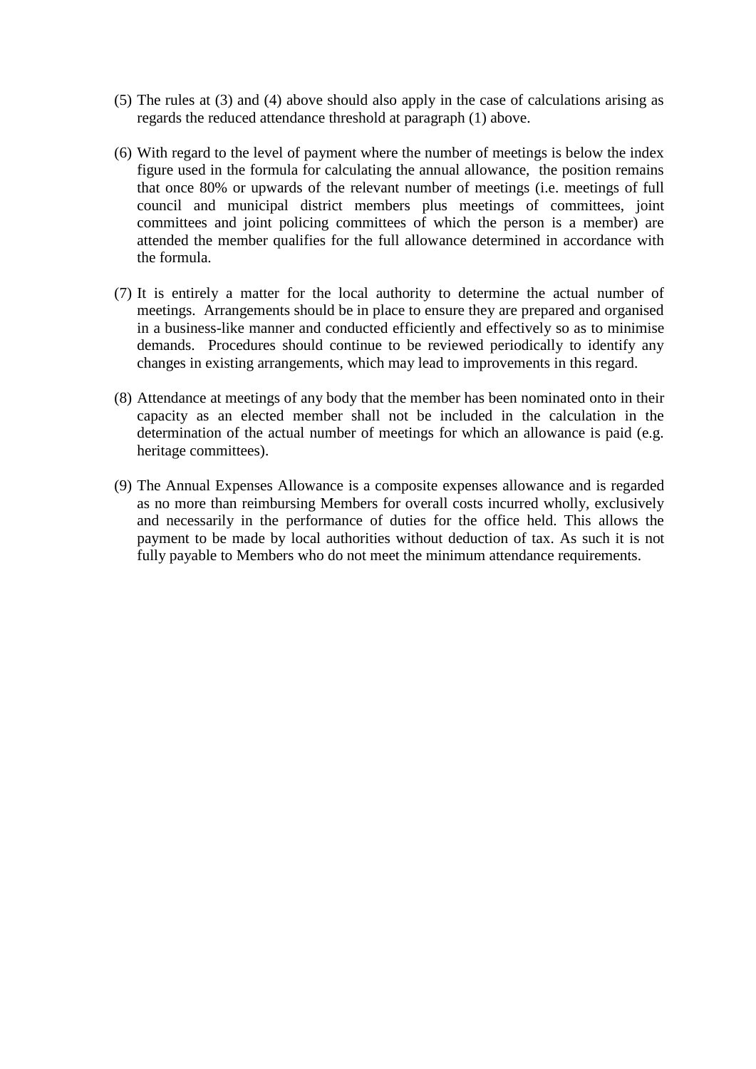(5) The rules at (3) and (4) above should also apply in the case of calculations arising as regards the reduced attendance threshold at paragraph (1) above.

(6) With regard to the level of payment where the number of meetings is below the index figure used in the formula for calculating the annual allowance, the position remains that once 80% or upwards of the relevant number of meetings (i.e. meetings of full council and municipal district members plus meetings of committees, joint committees and joint policing committees of which the person is a member) are attended the member qualifies for the full allowance determined in accordance with the formula.

(7) It is entirely a matter for the local authority to determine the actual number of meetings. Arrangements should be in place to ensure they are prepared and organised in a business-like manner and conducted efficiently and effectively so as to minimise demands. Procedures should continue to be reviewed periodically to identify any changes in existing arrangements, which may lead to improvements in this regard.

(8) Attendance at meetings of any body that the member has been nominated onto in their capacity as an elected member shall not be included in the calculation in the determination of the actual number of meetings for which an allowance is paid (e.g. heritage committees).

(9) The Annual Expenses Allowance is a composite expenses allowance and is regarded as no more than reimbursing Members for overall costs incurred wholly, exclusively and necessarily in the performance of duties for the office held. This allows the payment to be made by local authorities without deduction of tax. As such it is not fully payable to Members who do not meet the minimum attendance requirements.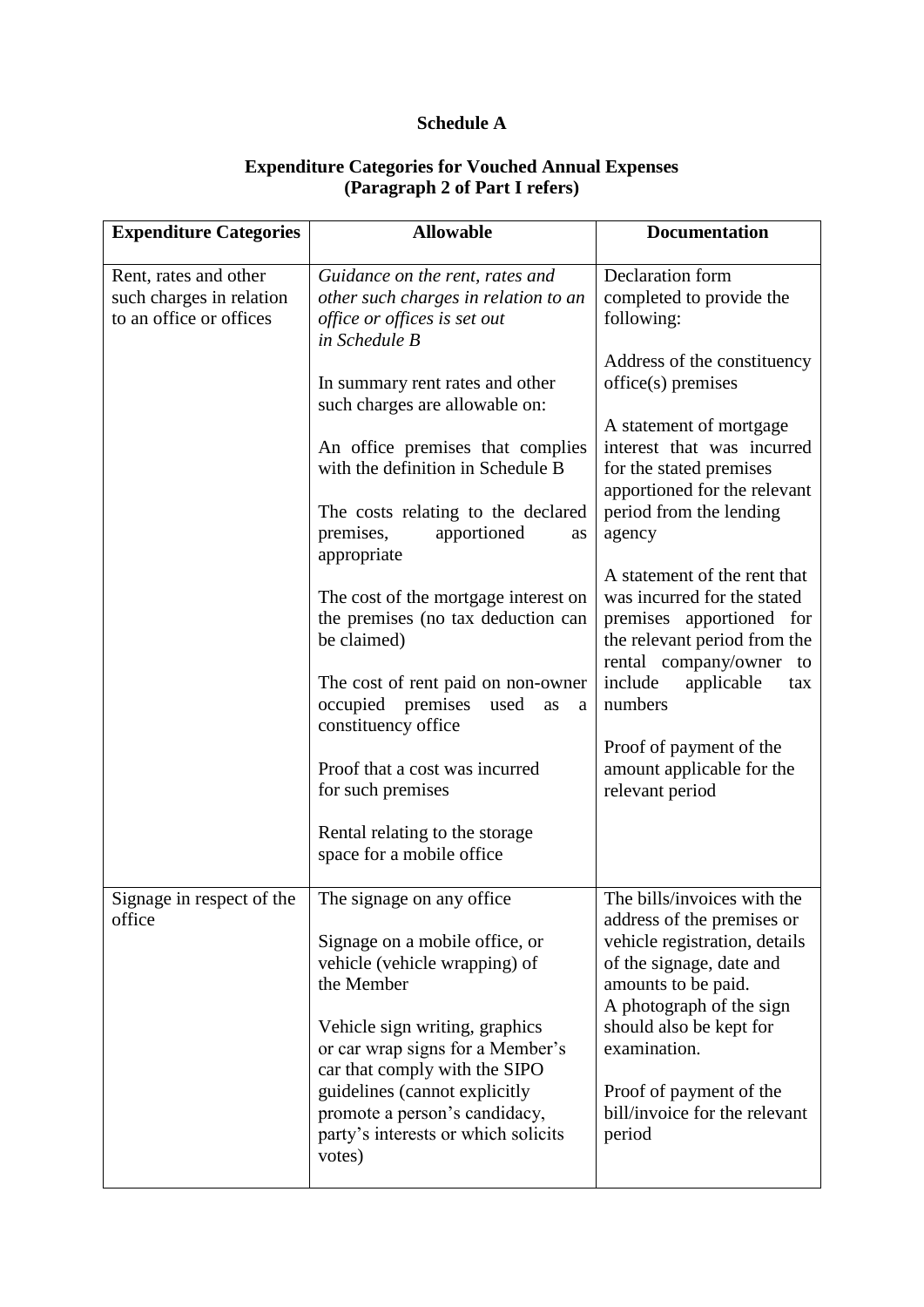**Schedule A**

**Expenditure Categories for Vouched Annual Expenses (Paragraph 2 of Part I refers)**

| Expenditure Categories | Allowable | Documentation |
|---|---|---|
| Rent, rates and other such charges in relation to an office or offices | *Guidance on the rent, rates and other such charges in relation to an office or offices is set out in Schedule B*<br><br>In summary rent rates and other such charges are allowable on:<br><br>An office premises that complies with the definition in Schedule B<br><br>The costs relating to the declared premises, apportioned as appropriate<br><br>The cost of the mortgage interest on the premises (no tax deduction can be claimed)<br><br>The cost of rent paid on non-owner occupied premises used as a constituency office<br><br>Proof that a cost was incurred for such premises<br><br>Rental relating to the storage space for a mobile office | Declaration form completed to provide the following:<br><br>Address of the constituency office(s) premises<br><br>A statement of mortgage interest that was incurred for the stated premises apportioned for the relevant period from the lending agency<br><br>A statement of the rent that was incurred for the stated premises apportioned for the relevant period from the rental company/owner to include applicable tax numbers<br><br>Proof of payment of the amount applicable for the relevant period |
| Signage in respect of the office | The signage on any office<br><br>Signage on a mobile office, or vehicle (vehicle wrapping) of the Member<br><br>Vehicle sign writing, graphics or car wrap signs for a Member's car that comply with the SIPO guidelines (cannot explicitly promote a person's candidacy, party's interests or which solicits votes) | The bills/invoices with the address of the premises or vehicle registration, details of the signage, date and amounts to be paid.<br>A photograph of the sign should also be kept for examination.<br><br>Proof of payment of the bill/invoice for the relevant period |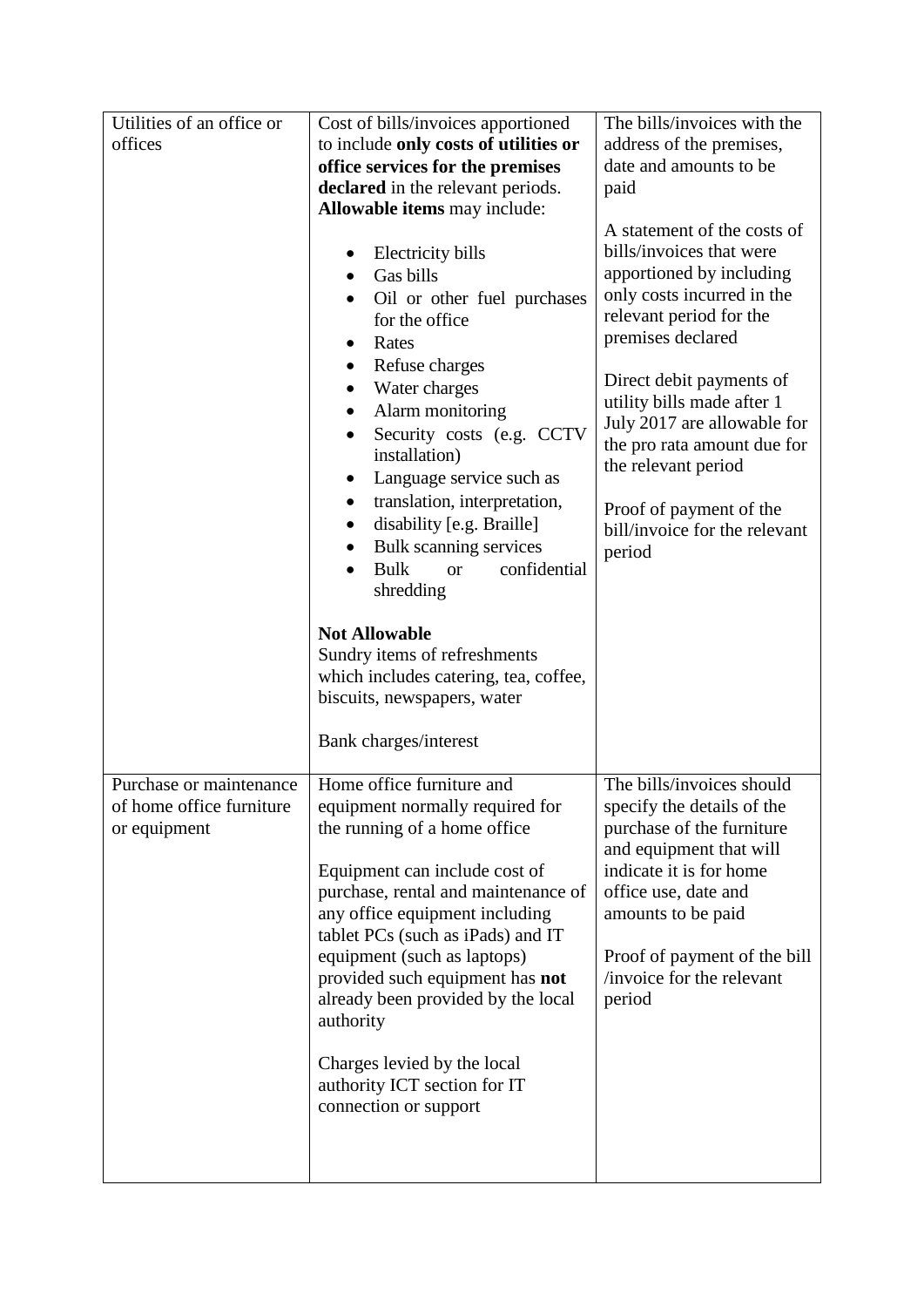| | | |
|---|---|---|
| Utilities of an office or offices | Cost of bills/invoices apportioned to include **only costs of utilities or office services for the premises declared** in the relevant periods. **Allowable items** may include:<br><br>• Electricity bills<br>• Gas bills<br>• Oil or other fuel purchases for the office<br>• Rates<br>• Refuse charges<br>• Water charges<br>• Alarm monitoring<br>• Security costs (e.g. CCTV installation)<br>• Language service such as<br>• translation, interpretation,<br>• disability [e.g. Braille]<br>• Bulk scanning services<br>• Bulk or confidential shredding<br><br>**Not Allowable**<br>Sundry items of refreshments which includes catering, tea, coffee, biscuits, newspapers, water<br><br>Bank charges/interest | The bills/invoices with the address of the premises, date and amounts to be paid<br><br>A statement of the costs of bills/invoices that were apportioned by including only costs incurred in the relevant period for the premises declared<br><br>Direct debit payments of utility bills made after 1 July 2017 are allowable for the pro rata amount due for the relevant period<br><br>Proof of payment of the bill/invoice for the relevant period |
| Purchase or maintenance of home office furniture or equipment | Home office furniture and equipment normally required for the running of a home office<br><br>Equipment can include cost of purchase, rental and maintenance of any office equipment including tablet PCs (such as iPads) and IT equipment (such as laptops) provided such equipment has **not** already been provided by the local authority<br><br>Charges levied by the local authority ICT section for IT connection or support | The bills/invoices should specify the details of the purchase of the furniture and equipment that will indicate it is for home office use, date and amounts to be paid<br><br>Proof of payment of the bill /invoice for the relevant period |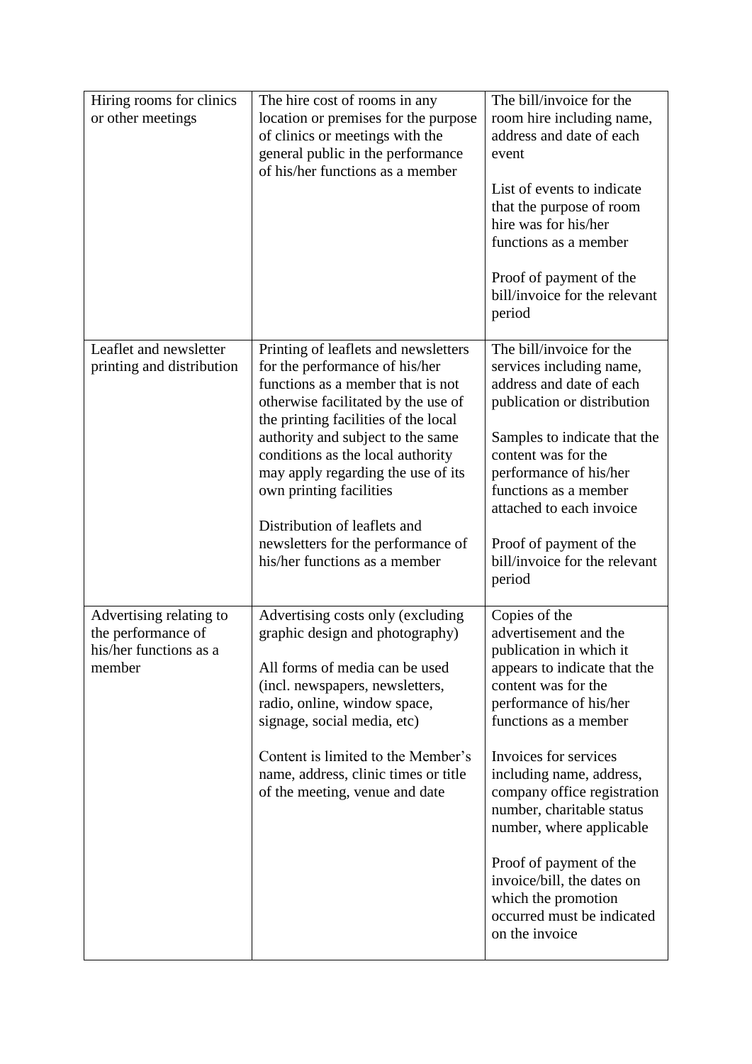| | | |
|---|---|---|
| Hiring rooms for clinics or other meetings | The hire cost of rooms in any location or premises for the purpose of clinics or meetings with the general public in the performance of his/her functions as a member | The bill/invoice for the room hire including name, address and date of each event<br><br>List of events to indicate that the purpose of room hire was for his/her functions as a member<br><br>Proof of payment of the bill/invoice for the relevant period |
| Leaflet and newsletter printing and distribution | Printing of leaflets and newsletters for the performance of his/her functions as a member that is not otherwise facilitated by the use of the printing facilities of the local authority and subject to the same conditions as the local authority may apply regarding the use of its own printing facilities<br><br>Distribution of leaflets and newsletters for the performance of his/her functions as a member | The bill/invoice for the services including name, address and date of each publication or distribution<br><br>Samples to indicate that the content was for the performance of his/her functions as a member attached to each invoice<br><br>Proof of payment of the bill/invoice for the relevant period |
| Advertising relating to the performance of his/her functions as a member | Advertising costs only (excluding graphic design and photography)<br><br>All forms of media can be used (incl. newspapers, newsletters, radio, online, window space, signage, social media, etc)<br><br>Content is limited to the Member's name, address, clinic times or title of the meeting, venue and date | Copies of the advertisement and the publication in which it appears to indicate that the content was for the performance of his/her functions as a member<br><br>Invoices for services including name, address, company office registration number, charitable status number, where applicable<br><br>Proof of payment of the invoice/bill, the dates on which the promotion occurred must be indicated on the invoice |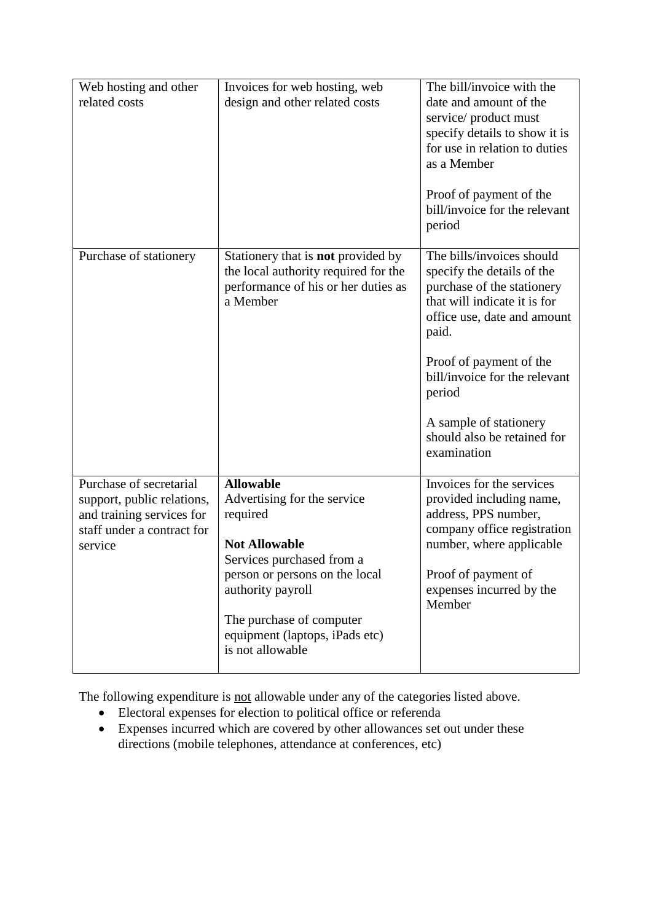| | | |
|---|---|---|
| Web hosting and other related costs | Invoices for web hosting, web design and other related costs | The bill/invoice with the date and amount of the service/ product must specify details to show it is for use in relation to duties as a Member<br><br>Proof of payment of the bill/invoice for the relevant period |
| Purchase of stationery | Stationery that is **not** provided by the local authority required for the performance of his or her duties as a Member | The bills/invoices should specify the details of the purchase of the stationery that will indicate it is for office use, date and amount paid.<br><br>Proof of payment of the bill/invoice for the relevant period<br><br>A sample of stationery should also be retained for examination |
| Purchase of secretarial support, public relations, and training services for staff under a contract for service | **Allowable**<br>Advertising for the service required<br><br>**Not Allowable**<br>Services purchased from a person or persons on the local authority payroll<br><br>The purchase of computer equipment (laptops, iPads etc) is not allowable | Invoices for the services provided including name, address, PPS number, company office registration number, where applicable<br><br>Proof of payment of expenses incurred by the Member |

The following expenditure is <u>not</u> allowable under any of the categories listed above.

- Electoral expenses for election to political office or referenda
- Expenses incurred which are covered by other allowances set out under these directions (mobile telephones, attendance at conferences, etc)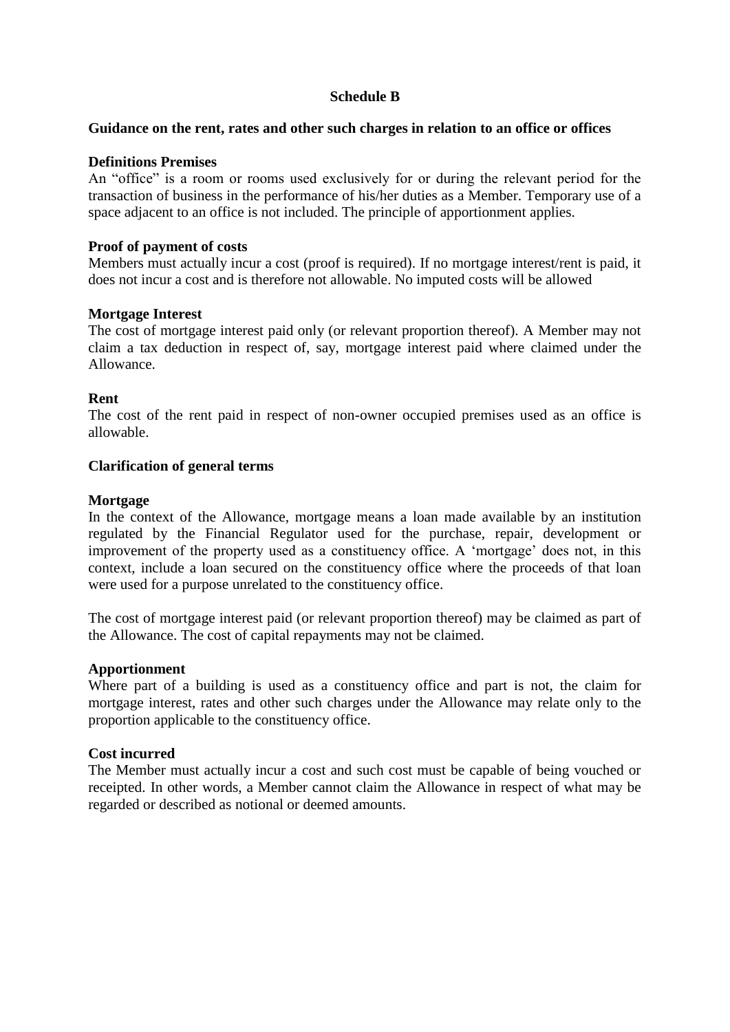## Schedule B

### Guidance on the rent, rates and other such charges in relation to an office or offices

**Definitions Premises**

An "office" is a room or rooms used exclusively for or during the relevant period for the transaction of business in the performance of his/her duties as a Member. Temporary use of a space adjacent to an office is not included. The principle of apportionment applies.

**Proof of payment of costs**

Members must actually incur a cost (proof is required). If no mortgage interest/rent is paid, it does not incur a cost and is therefore not allowable. No imputed costs will be allowed

**Mortgage Interest**

The cost of mortgage interest paid only (or relevant proportion thereof). A Member may not claim a tax deduction in respect of, say, mortgage interest paid where claimed under the Allowance.

**Rent**

The cost of the rent paid in respect of non-owner occupied premises used as an office is allowable.

**Clarification of general terms**

**Mortgage**

In the context of the Allowance, mortgage means a loan made available by an institution regulated by the Financial Regulator used for the purchase, repair, development or improvement of the property used as a constituency office. A 'mortgage' does not, in this context, include a loan secured on the constituency office where the proceeds of that loan were used for a purpose unrelated to the constituency office.

The cost of mortgage interest paid (or relevant proportion thereof) may be claimed as part of the Allowance. The cost of capital repayments may not be claimed.

**Apportionment**

Where part of a building is used as a constituency office and part is not, the claim for mortgage interest, rates and other such charges under the Allowance may relate only to the proportion applicable to the constituency office.

**Cost incurred**

The Member must actually incur a cost and such cost must be capable of being vouched or receipted. In other words, a Member cannot claim the Allowance in respect of what may be regarded or described as notional or deemed amounts.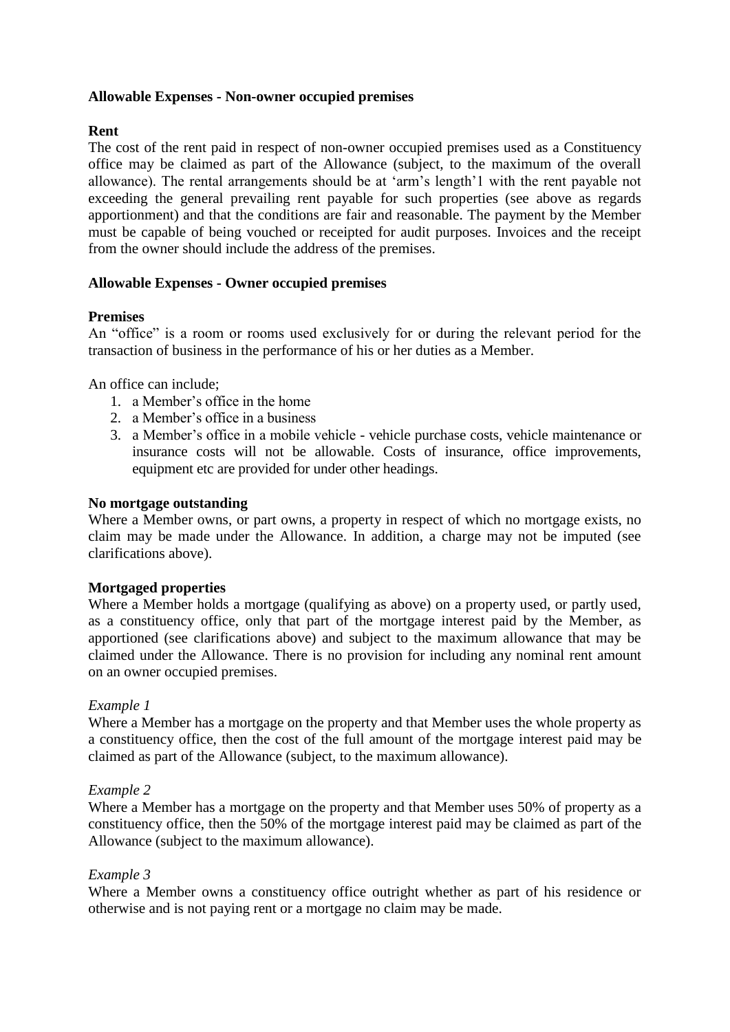**Allowable Expenses - Non-owner occupied premises**

**Rent**

The cost of the rent paid in respect of non-owner occupied premises used as a Constituency office may be claimed as part of the Allowance (subject, to the maximum of the overall allowance). The rental arrangements should be at 'arm's length'[1] with the rent payable not exceeding the general prevailing rent payable for such properties (see above as regards apportionment) and that the conditions are fair and reasonable. The payment by the Member must be capable of being vouched or receipted for audit purposes. Invoices and the receipt from the owner should include the address of the premises.

**Allowable Expenses - Owner occupied premises**

**Premises**

An "office" is a room or rooms used exclusively for or during the relevant period for the transaction of business in the performance of his or her duties as a Member.

An office can include;

1. a Member's office in the home
2. a Member's office in a business
3. a Member's office in a mobile vehicle - vehicle purchase costs, vehicle maintenance or insurance costs will not be allowable. Costs of insurance, office improvements, equipment etc are provided for under other headings.

**No mortgage outstanding**

Where a Member owns, or part owns, a property in respect of which no mortgage exists, no claim may be made under the Allowance. In addition, a charge may not be imputed (see clarifications above).

**Mortgaged properties**

Where a Member holds a mortgage (qualifying as above) on a property used, or partly used, as a constituency office, only that part of the mortgage interest paid by the Member, as apportioned (see clarifications above) and subject to the maximum allowance that may be claimed under the Allowance. There is no provision for including any nominal rent amount on an owner occupied premises.

*Example 1*

Where a Member has a mortgage on the property and that Member uses the whole property as a constituency office, then the cost of the full amount of the mortgage interest paid may be claimed as part of the Allowance (subject, to the maximum allowance).

*Example 2*

Where a Member has a mortgage on the property and that Member uses 50% of property as a constituency office, then the 50% of the mortgage interest paid may be claimed as part of the Allowance (subject to the maximum allowance).

*Example 3*

Where a Member owns a constituency office outright whether as part of his residence or otherwise and is not paying rent or a mortgage no claim may be made.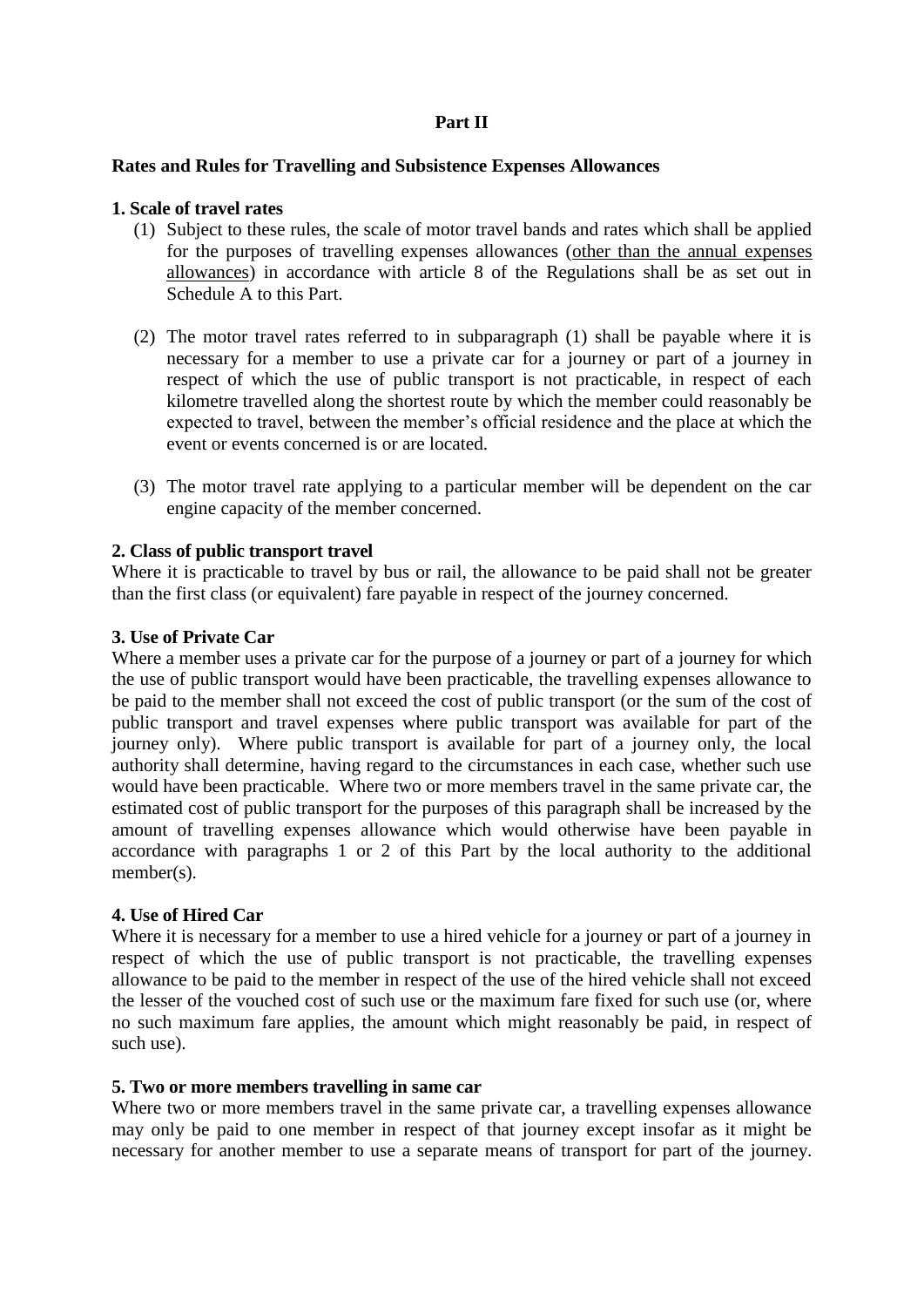**Part II**

**Rates and Rules for Travelling and Subsistence Expenses Allowances**

**1. Scale of travel rates**

(1) Subject to these rules, the scale of motor travel bands and rates which shall be applied for the purposes of travelling expenses allowances (<u>other than the annual expenses allowances</u>) in accordance with article 8 of the Regulations shall be as set out in Schedule A to this Part.

(2) The motor travel rates referred to in subparagraph (1) shall be payable where it is necessary for a member to use a private car for a journey or part of a journey in respect of which the use of public transport is not practicable, in respect of each kilometre travelled along the shortest route by which the member could reasonably be expected to travel, between the member's official residence and the place at which the event or events concerned is or are located.

(3) The motor travel rate applying to a particular member will be dependent on the car engine capacity of the member concerned.

**2. Class of public transport travel**

Where it is practicable to travel by bus or rail, the allowance to be paid shall not be greater than the first class (or equivalent) fare payable in respect of the journey concerned.

**3. Use of Private Car**

Where a member uses a private car for the purpose of a journey or part of a journey for which the use of public transport would have been practicable, the travelling expenses allowance to be paid to the member shall not exceed the cost of public transport (or the sum of the cost of public transport and travel expenses where public transport was available for part of the journey only). Where public transport is available for part of a journey only, the local authority shall determine, having regard to the circumstances in each case, whether such use would have been practicable. Where two or more members travel in the same private car, the estimated cost of public transport for the purposes of this paragraph shall be increased by the amount of travelling expenses allowance which would otherwise have been payable in accordance with paragraphs 1 or 2 of this Part by the local authority to the additional member(s).

**4. Use of Hired Car**

Where it is necessary for a member to use a hired vehicle for a journey or part of a journey in respect of which the use of public transport is not practicable, the travelling expenses allowance to be paid to the member in respect of the use of the hired vehicle shall not exceed the lesser of the vouched cost of such use or the maximum fare fixed for such use (or, where no such maximum fare applies, the amount which might reasonably be paid, in respect of such use).

**5. Two or more members travelling in same car**

Where two or more members travel in the same private car, a travelling expenses allowance may only be paid to one member in respect of that journey except insofar as it might be necessary for another member to use a separate means of transport for part of the journey.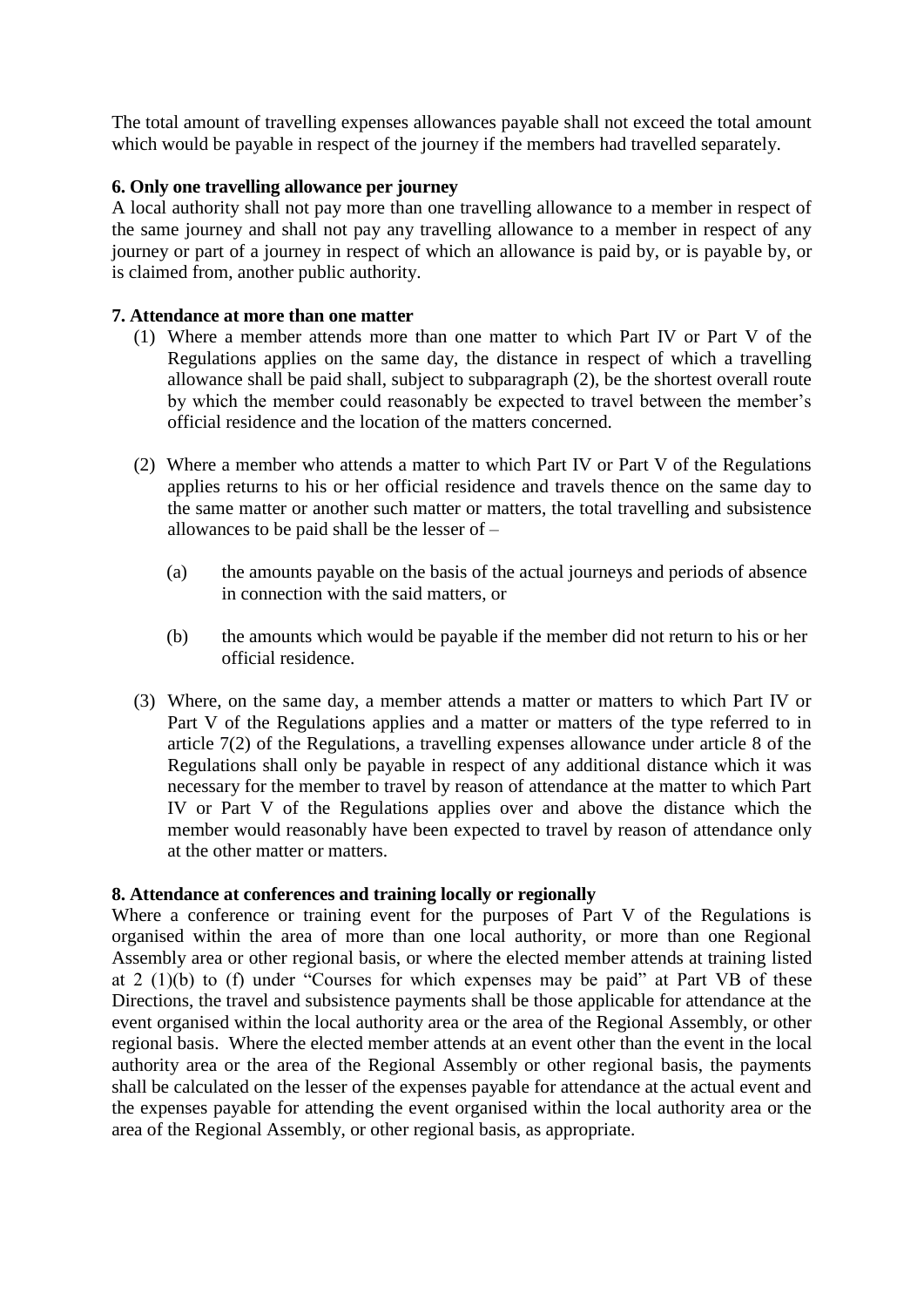The total amount of travelling expenses allowances payable shall not exceed the total amount which would be payable in respect of the journey if the members had travelled separately.

**6. Only one travelling allowance per journey**

A local authority shall not pay more than one travelling allowance to a member in respect of the same journey and shall not pay any travelling allowance to a member in respect of any journey or part of a journey in respect of which an allowance is paid by, or is payable by, or is claimed from, another public authority.

**7. Attendance at more than one matter**

(1) Where a member attends more than one matter to which Part IV or Part V of the Regulations applies on the same day, the distance in respect of which a travelling allowance shall be paid shall, subject to subparagraph (2), be the shortest overall route by which the member could reasonably be expected to travel between the member's official residence and the location of the matters concerned.

(2) Where a member who attends a matter to which Part IV or Part V of the Regulations applies returns to his or her official residence and travels thence on the same day to the same matter or another such matter or matters, the total travelling and subsistence allowances to be paid shall be the lesser of –

  (a) the amounts payable on the basis of the actual journeys and periods of absence in connection with the said matters, or

  (b) the amounts which would be payable if the member did not return to his or her official residence.

(3) Where, on the same day, a member attends a matter or matters to which Part IV or Part V of the Regulations applies and a matter or matters of the type referred to in article 7(2) of the Regulations, a travelling expenses allowance under article 8 of the Regulations shall only be payable in respect of any additional distance which it was necessary for the member to travel by reason of attendance at the matter to which Part IV or Part V of the Regulations applies over and above the distance which the member would reasonably have been expected to travel by reason of attendance only at the other matter or matters.

**8. Attendance at conferences and training locally or regionally**

Where a conference or training event for the purposes of Part V of the Regulations is organised within the area of more than one local authority, or more than one Regional Assembly area or other regional basis, or where the elected member attends at training listed at 2 (1)(b) to (f) under "Courses for which expenses may be paid" at Part VB of these Directions, the travel and subsistence payments shall be those applicable for attendance at the event organised within the local authority area or the area of the Regional Assembly, or other regional basis. Where the elected member attends at an event other than the event in the local authority area or the area of the Regional Assembly or other regional basis, the payments shall be calculated on the lesser of the expenses payable for attendance at the actual event and the expenses payable for attending the event organised within the local authority area or the area of the Regional Assembly, or other regional basis, as appropriate.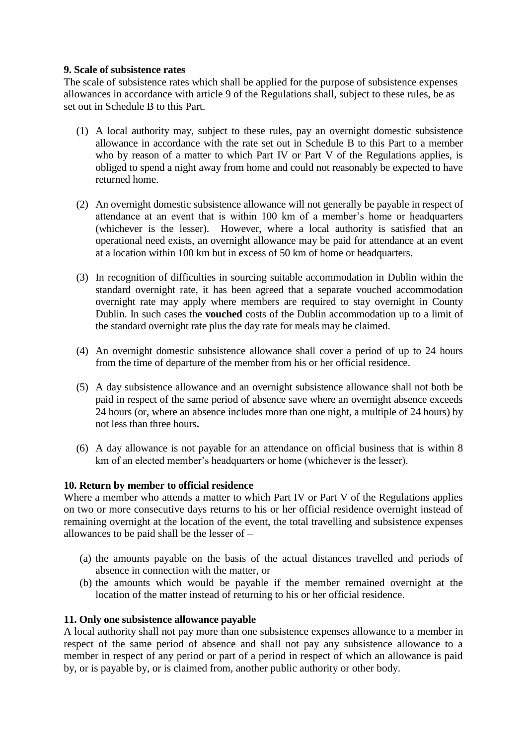**9. Scale of subsistence rates**

The scale of subsistence rates which shall be applied for the purpose of subsistence expenses allowances in accordance with article 9 of the Regulations shall, subject to these rules, be as set out in Schedule B to this Part.

(1) A local authority may, subject to these rules, pay an overnight domestic subsistence allowance in accordance with the rate set out in Schedule B to this Part to a member who by reason of a matter to which Part IV or Part V of the Regulations applies, is obliged to spend a night away from home and could not reasonably be expected to have returned home.

(2) An overnight domestic subsistence allowance will not generally be payable in respect of attendance at an event that is within 100 km of a member's home or headquarters (whichever is the lesser). However, where a local authority is satisfied that an operational need exists, an overnight allowance may be paid for attendance at an event at a location within 100 km but in excess of 50 km of home or headquarters.

(3) In recognition of difficulties in sourcing suitable accommodation in Dublin within the standard overnight rate, it has been agreed that a separate vouched accommodation overnight rate may apply where members are required to stay overnight in County Dublin. In such cases the **vouched** costs of the Dublin accommodation up to a limit of the standard overnight rate plus the day rate for meals may be claimed.

(4) An overnight domestic subsistence allowance shall cover a period of up to 24 hours from the time of departure of the member from his or her official residence.

(5) A day subsistence allowance and an overnight subsistence allowance shall not both be paid in respect of the same period of absence save where an overnight absence exceeds 24 hours (or, where an absence includes more than one night, a multiple of 24 hours) by not less than three hours.

(6) A day allowance is not payable for an attendance on official business that is within 8 km of an elected member's headquarters or home (whichever is the lesser).

**10. Return by member to official residence**

Where a member who attends a matter to which Part IV or Part V of the Regulations applies on two or more consecutive days returns to his or her official residence overnight instead of remaining overnight at the location of the event, the total travelling and subsistence expenses allowances to be paid shall be the lesser of –

(a) the amounts payable on the basis of the actual distances travelled and periods of absence in connection with the matter, or
(b) the amounts which would be payable if the member remained overnight at the location of the matter instead of returning to his or her official residence.

**11. Only one subsistence allowance payable**

A local authority shall not pay more than one subsistence expenses allowance to a member in respect of the same period of absence and shall not pay any subsistence allowance to a member in respect of any period or part of a period in respect of which an allowance is paid by, or is payable by, or is claimed from, another public authority or other body.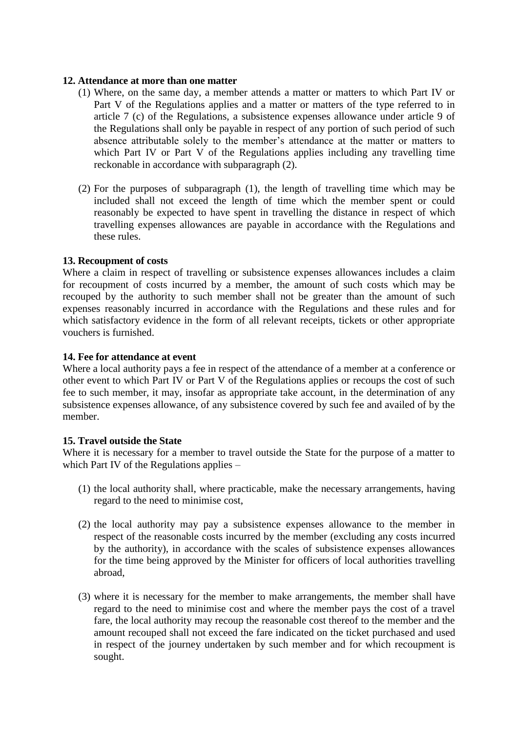**12. Attendance at more than one matter**

(1) Where, on the same day, a member attends a matter or matters to which Part IV or Part V of the Regulations applies and a matter or matters of the type referred to in article 7 (c) of the Regulations, a subsistence expenses allowance under article 9 of the Regulations shall only be payable in respect of any portion of such period of such absence attributable solely to the member's attendance at the matter or matters to which Part IV or Part V of the Regulations applies including any travelling time reckonable in accordance with subparagraph (2).

(2) For the purposes of subparagraph (1), the length of travelling time which may be included shall not exceed the length of time which the member spent or could reasonably be expected to have spent in travelling the distance in respect of which travelling expenses allowances are payable in accordance with the Regulations and these rules.

**13. Recoupment of costs**

Where a claim in respect of travelling or subsistence expenses allowances includes a claim for recoupment of costs incurred by a member, the amount of such costs which may be recouped by the authority to such member shall not be greater than the amount of such expenses reasonably incurred in accordance with the Regulations and these rules and for which satisfactory evidence in the form of all relevant receipts, tickets or other appropriate vouchers is furnished.

**14. Fee for attendance at event**

Where a local authority pays a fee in respect of the attendance of a member at a conference or other event to which Part IV or Part V of the Regulations applies or recoups the cost of such fee to such member, it may, insofar as appropriate take account, in the determination of any subsistence expenses allowance, of any subsistence covered by such fee and availed of by the member.

**15. Travel outside the State**

Where it is necessary for a member to travel outside the State for the purpose of a matter to which Part IV of the Regulations applies –

(1) the local authority shall, where practicable, make the necessary arrangements, having regard to the need to minimise cost,

(2) the local authority may pay a subsistence expenses allowance to the member in respect of the reasonable costs incurred by the member (excluding any costs incurred by the authority), in accordance with the scales of subsistence expenses allowances for the time being approved by the Minister for officers of local authorities travelling abroad,

(3) where it is necessary for the member to make arrangements, the member shall have regard to the need to minimise cost and where the member pays the cost of a travel fare, the local authority may recoup the reasonable cost thereof to the member and the amount recouped shall not exceed the fare indicated on the ticket purchased and used in respect of the journey undertaken by such member and for which recoupment is sought.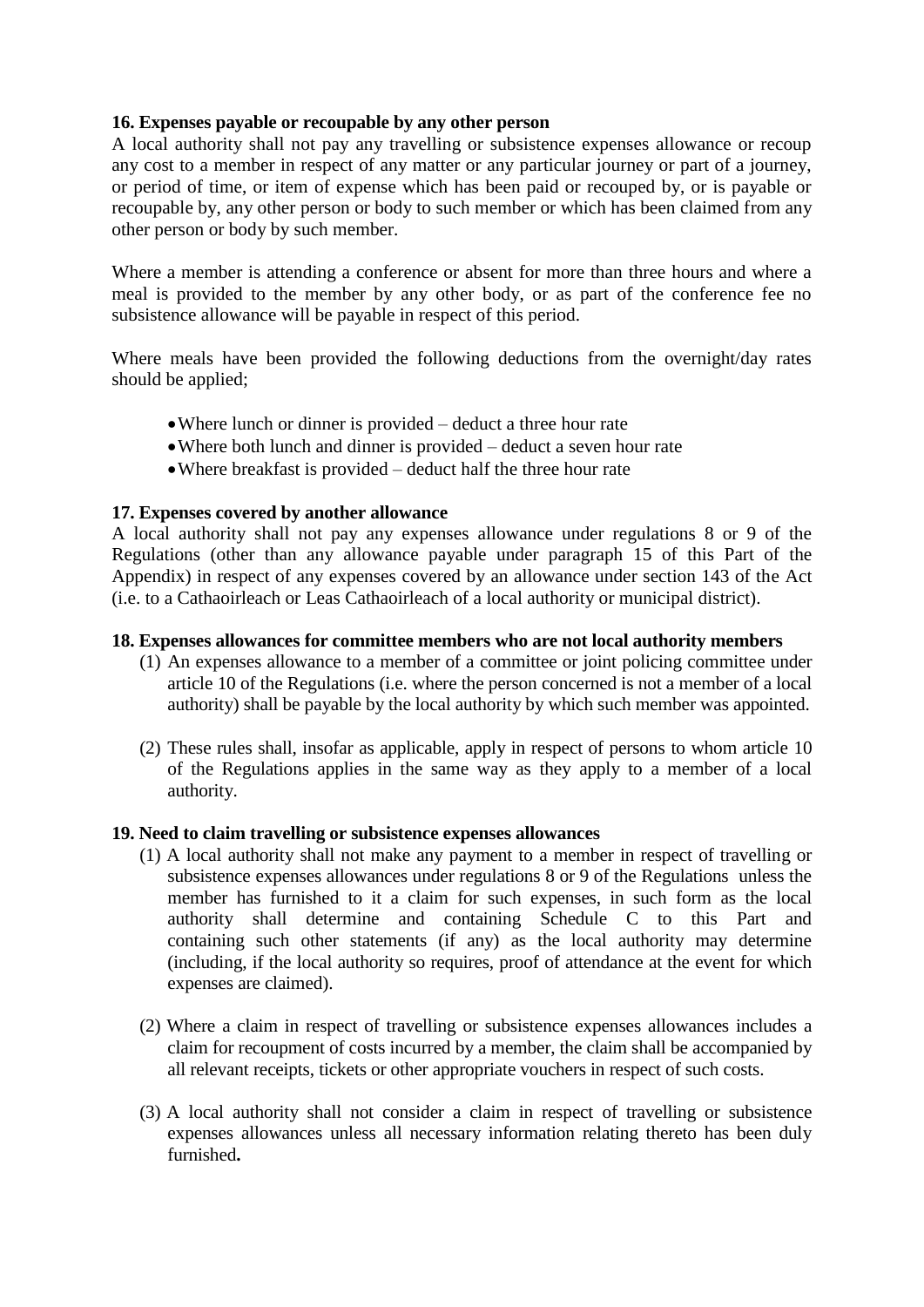**16. Expenses payable or recoupable by any other person**

A local authority shall not pay any travelling or subsistence expenses allowance or recoup any cost to a member in respect of any matter or any particular journey or part of a journey, or period of time, or item of expense which has been paid or recouped by, or is payable or recoupable by, any other person or body to such member or which has been claimed from any other person or body by such member.

Where a member is attending a conference or absent for more than three hours and where a meal is provided to the member by any other body, or as part of the conference fee no subsistence allowance will be payable in respect of this period.

Where meals have been provided the following deductions from the overnight/day rates should be applied;

- Where lunch or dinner is provided – deduct a three hour rate
- Where both lunch and dinner is provided – deduct a seven hour rate
- Where breakfast is provided – deduct half the three hour rate

**17. Expenses covered by another allowance**

A local authority shall not pay any expenses allowance under regulations 8 or 9 of the Regulations (other than any allowance payable under paragraph 15 of this Part of the Appendix) in respect of any expenses covered by an allowance under section 143 of the Act (i.e. to a Cathaoirleach or Leas Cathaoirleach of a local authority or municipal district).

**18. Expenses allowances for committee members who are not local authority members**

(1) An expenses allowance to a member of a committee or joint policing committee under article 10 of the Regulations (i.e. where the person concerned is not a member of a local authority) shall be payable by the local authority by which such member was appointed.

(2) These rules shall, insofar as applicable, apply in respect of persons to whom article 10 of the Regulations applies in the same way as they apply to a member of a local authority.

**19. Need to claim travelling or subsistence expenses allowances**

(1) A local authority shall not make any payment to a member in respect of travelling or subsistence expenses allowances under regulations 8 or 9 of the Regulations unless the member has furnished to it a claim for such expenses, in such form as the local authority shall determine and containing Schedule C to this Part and containing such other statements (if any) as the local authority may determine (including, if the local authority so requires, proof of attendance at the event for which expenses are claimed).

(2) Where a claim in respect of travelling or subsistence expenses allowances includes a claim for recoupment of costs incurred by a member, the claim shall be accompanied by all relevant receipts, tickets or other appropriate vouchers in respect of such costs.

(3) A local authority shall not consider a claim in respect of travelling or subsistence expenses allowances unless all necessary information relating thereto has been duly furnished**.**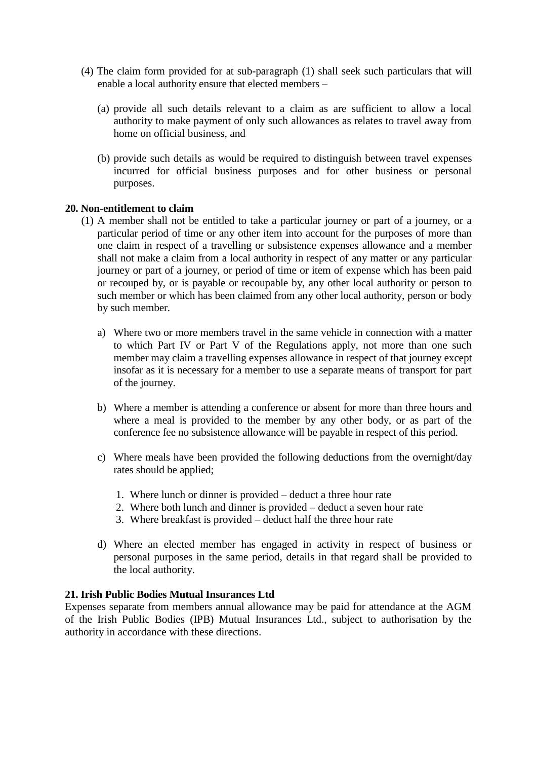(4) The claim form provided for at sub-paragraph (1) shall seek such particulars that will enable a local authority ensure that elected members –

(a) provide all such details relevant to a claim as are sufficient to allow a local authority to make payment of only such allowances as relates to travel away from home on official business, and

(b) provide such details as would be required to distinguish between travel expenses incurred for official business purposes and for other business or personal purposes.

**20. Non-entitlement to claim**

(1) A member shall not be entitled to take a particular journey or part of a journey, or a particular period of time or any other item into account for the purposes of more than one claim in respect of a travelling or subsistence expenses allowance and a member shall not make a claim from a local authority in respect of any matter or any particular journey or part of a journey, or period of time or item of expense which has been paid or recouped by, or is payable or recoupable by, any other local authority or person to such member or which has been claimed from any other local authority, person or body by such member.

a) Where two or more members travel in the same vehicle in connection with a matter to which Part IV or Part V of the Regulations apply, not more than one such member may claim a travelling expenses allowance in respect of that journey except insofar as it is necessary for a member to use a separate means of transport for part of the journey.

b) Where a member is attending a conference or absent for more than three hours and where a meal is provided to the member by any other body, or as part of the conference fee no subsistence allowance will be payable in respect of this period.

c) Where meals have been provided the following deductions from the overnight/day rates should be applied;

1. Where lunch or dinner is provided – deduct a three hour rate
2. Where both lunch and dinner is provided – deduct a seven hour rate
3. Where breakfast is provided – deduct half the three hour rate

d) Where an elected member has engaged in activity in respect of business or personal purposes in the same period, details in that regard shall be provided to the local authority.

**21. Irish Public Bodies Mutual Insurances Ltd**

Expenses separate from members annual allowance may be paid for attendance at the AGM of the Irish Public Bodies (IPB) Mutual Insurances Ltd., subject to authorisation by the authority in accordance with these directions.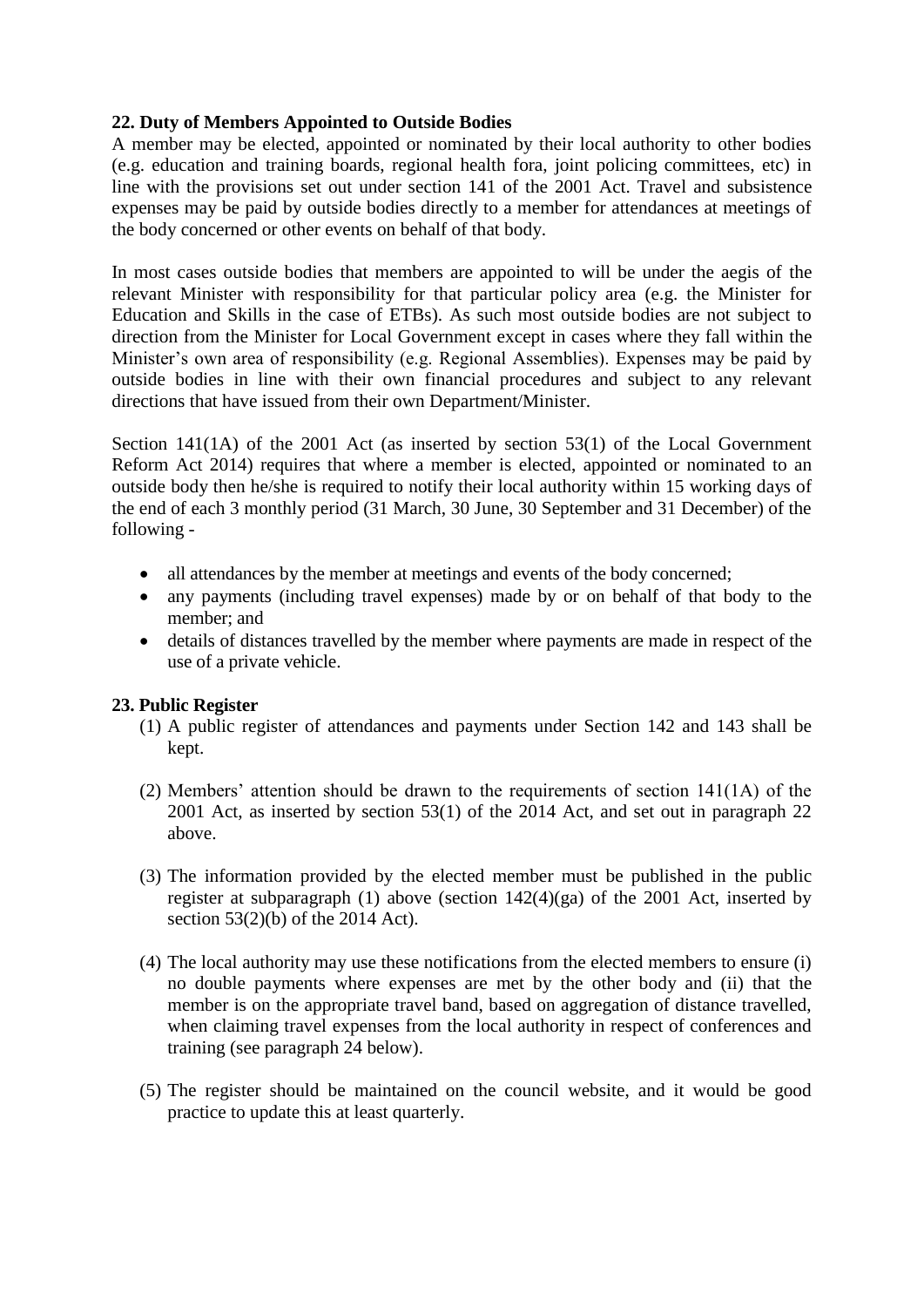**22. Duty of Members Appointed to Outside Bodies**

A member may be elected, appointed or nominated by their local authority to other bodies (e.g. education and training boards, regional health fora, joint policing committees, etc) in line with the provisions set out under section 141 of the 2001 Act. Travel and subsistence expenses may be paid by outside bodies directly to a member for attendances at meetings of the body concerned or other events on behalf of that body.

In most cases outside bodies that members are appointed to will be under the aegis of the relevant Minister with responsibility for that particular policy area (e.g. the Minister for Education and Skills in the case of ETBs). As such most outside bodies are not subject to direction from the Minister for Local Government except in cases where they fall within the Minister's own area of responsibility (e.g. Regional Assemblies). Expenses may be paid by outside bodies in line with their own financial procedures and subject to any relevant directions that have issued from their own Department/Minister.

Section 141(1A) of the 2001 Act (as inserted by section 53(1) of the Local Government Reform Act 2014) requires that where a member is elected, appointed or nominated to an outside body then he/she is required to notify their local authority within 15 working days of the end of each 3 monthly period (31 March, 30 June, 30 September and 31 December) of the following -

- all attendances by the member at meetings and events of the body concerned;
- any payments (including travel expenses) made by or on behalf of that body to the member; and
- details of distances travelled by the member where payments are made in respect of the use of a private vehicle.

**23. Public Register**

(1) A public register of attendances and payments under Section 142 and 143 shall be kept.

(2) Members' attention should be drawn to the requirements of section 141(1A) of the 2001 Act, as inserted by section 53(1) of the 2014 Act, and set out in paragraph 22 above.

(3) The information provided by the elected member must be published in the public register at subparagraph (1) above (section 142(4)(ga) of the 2001 Act, inserted by section 53(2)(b) of the 2014 Act).

(4) The local authority may use these notifications from the elected members to ensure (i) no double payments where expenses are met by the other body and (ii) that the member is on the appropriate travel band, based on aggregation of distance travelled, when claiming travel expenses from the local authority in respect of conferences and training (see paragraph 24 below).

(5) The register should be maintained on the council website, and it would be good practice to update this at least quarterly.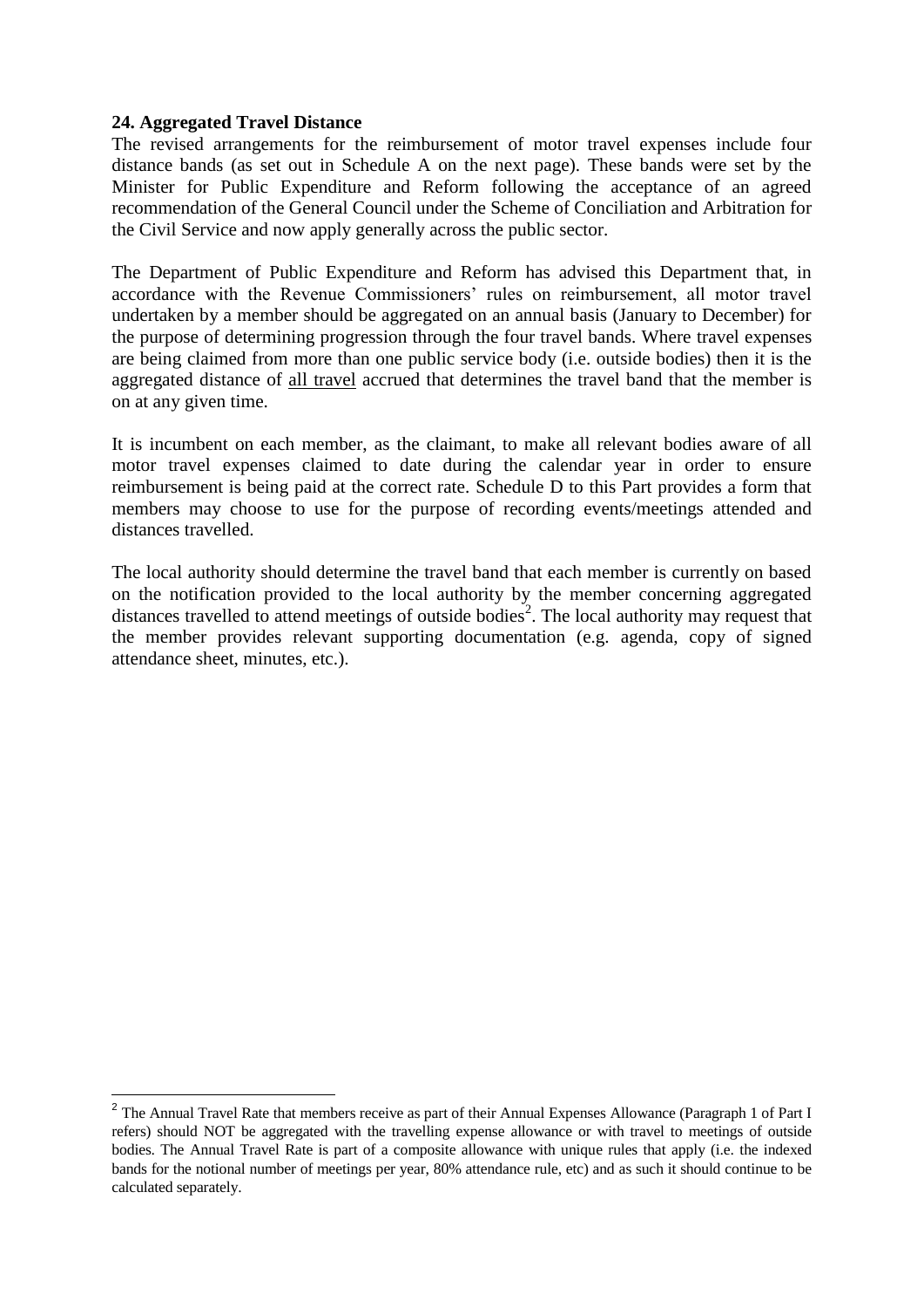**24. Aggregated Travel Distance**

The revised arrangements for the reimbursement of motor travel expenses include four distance bands (as set out in Schedule A on the next page). These bands were set by the Minister for Public Expenditure and Reform following the acceptance of an agreed recommendation of the General Council under the Scheme of Conciliation and Arbitration for the Civil Service and now apply generally across the public sector.

The Department of Public Expenditure and Reform has advised this Department that, in accordance with the Revenue Commissioners' rules on reimbursement, all motor travel undertaken by a member should be aggregated on an annual basis (January to December) for the purpose of determining progression through the four travel bands. Where travel expenses are being claimed from more than one public service body (i.e. outside bodies) then it is the aggregated distance of all travel accrued that determines the travel band that the member is on at any given time.

It is incumbent on each member, as the claimant, to make all relevant bodies aware of all motor travel expenses claimed to date during the calendar year in order to ensure reimbursement is being paid at the correct rate. Schedule D to this Part provides a form that members may choose to use for the purpose of recording events/meetings attended and distances travelled.

The local authority should determine the travel band that each member is currently on based on the notification provided to the local authority by the member concerning aggregated distances travelled to attend meetings of outside bodies[2]. The local authority may request that the member provides relevant supporting documentation (e.g. agenda, copy of signed attendance sheet, minutes, etc.).

---

[2] The Annual Travel Rate that members receive as part of their Annual Expenses Allowance (Paragraph 1 of Part I refers) should NOT be aggregated with the travelling expense allowance or with travel to meetings of outside bodies. The Annual Travel Rate is part of a composite allowance with unique rules that apply (i.e. the indexed bands for the notional number of meetings per year, 80% attendance rule, etc) and as such it should continue to be calculated separately.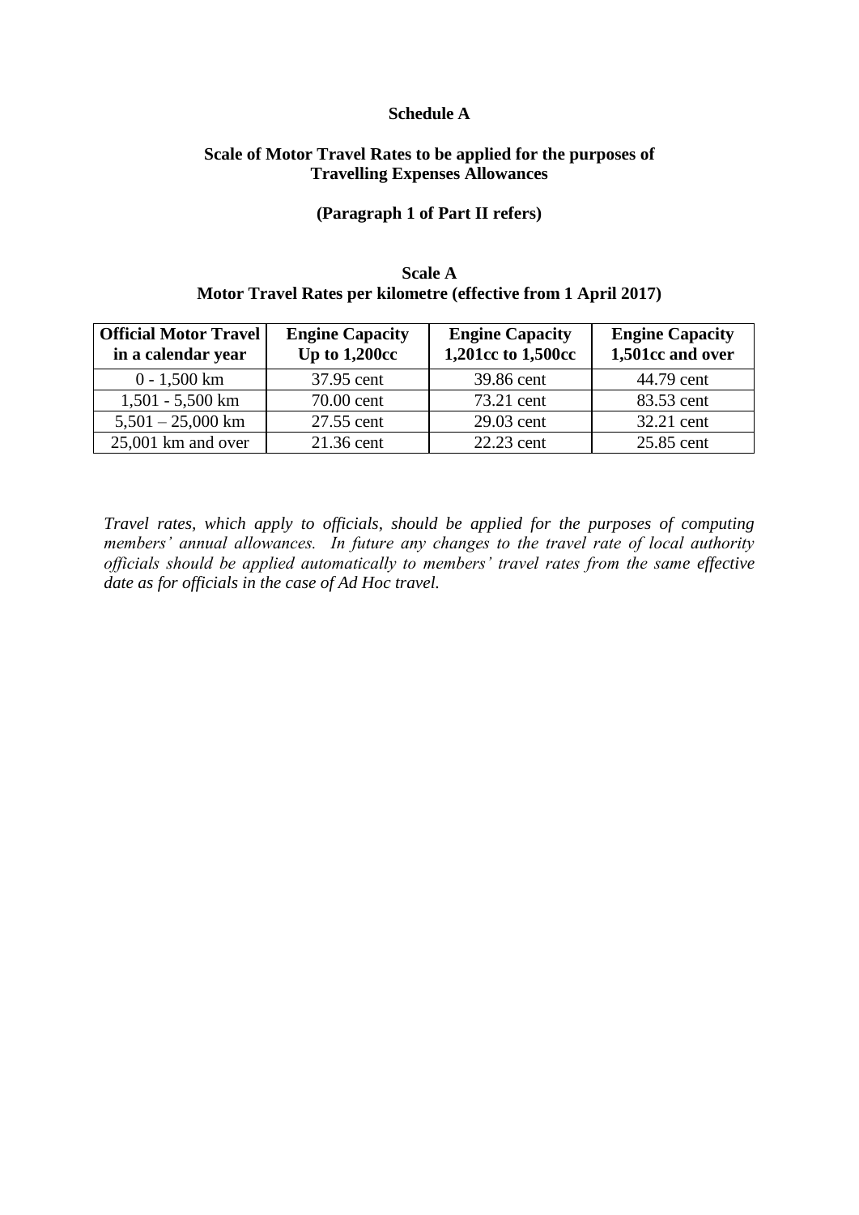**Schedule A**

**Scale of Motor Travel Rates to be applied for the purposes of Travelling Expenses Allowances**

**(Paragraph 1 of Part II refers)**

**Scale A**
**Motor Travel Rates per kilometre (effective from 1 April 2017)**

| Official Motor Travel in a calendar year | Engine Capacity Up to 1,200cc | Engine Capacity 1,201cc to 1,500cc | Engine Capacity 1,501cc and over |
|---|---|---|---|
| 0 - 1,500 km | 37.95 cent | 39.86 cent | 44.79 cent |
| 1,501 - 5,500 km | 70.00 cent | 73.21 cent | 83.53 cent |
| 5,501 – 25,000 km | 27.55 cent | 29.03 cent | 32.21 cent |
| 25,001 km and over | 21.36 cent | 22.23 cent | 25.85 cent |

*Travel rates, which apply to officials, should be applied for the purposes of computing members' annual allowances. In future any changes to the travel rate of local authority officials should be applied automatically to members' travel rates from the same effective date as for officials in the case of Ad Hoc travel.*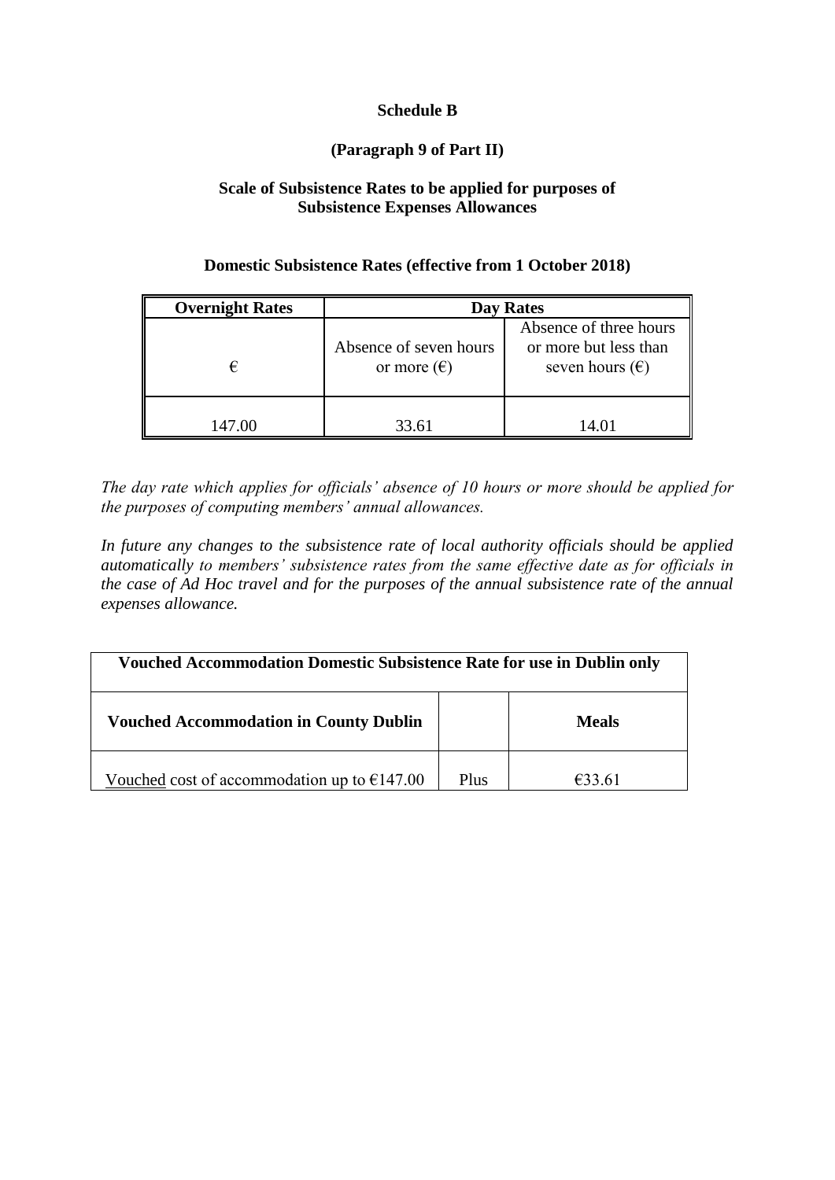**Schedule B**

**(Paragraph 9 of Part II)**

**Scale of Subsistence Rates to be applied for purposes of Subsistence Expenses Allowances**

**Domestic Subsistence Rates (effective from 1 October 2018)**

| **Overnight Rates** | **Day Rates** | |
|---|---|---|
| € | Absence of seven hours or more (€) | Absence of three hours or more but less than seven hours (€) |
| 147.00 | 33.61 | 14.01 |

*The day rate which applies for officials' absence of 10 hours or more should be applied for the purposes of computing members' annual allowances.*

*In future any changes to the subsistence rate of local authority officials should be applied automatically to members' subsistence rates from the same effective date as for officials in the case of Ad Hoc travel and for the purposes of the annual subsistence rate of the annual expenses allowance.*

| **Vouched Accommodation Domestic Subsistence Rate for use in Dublin only** | | |
|---|---|---|
| **Vouched Accommodation in County Dublin** | | **Meals** |
| Vouched cost of accommodation up to €147.00 | Plus | €33.61 |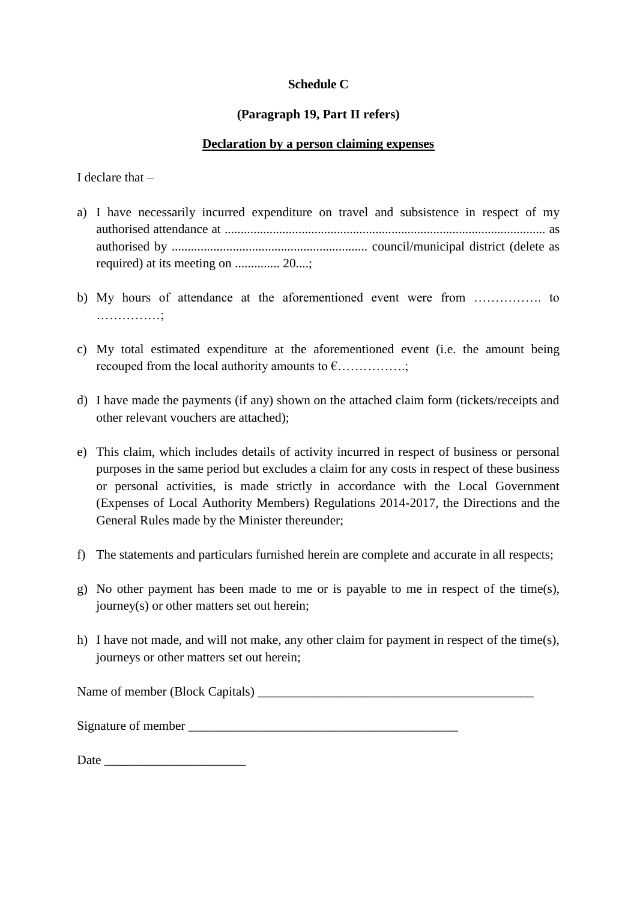**Schedule C**

**(Paragraph 19, Part II refers)**

**<u>Declaration by a person claiming expenses</u>**

I declare that –

a) I have necessarily incurred expenditure on travel and subsistence in respect of my authorised attendance at .................................................................................................... as authorised by ............................................................ council/municipal district (delete as required) at its meeting on .............. 20....;

b) My hours of attendance at the aforementioned event were from ……………. to ……………;

c) My total estimated expenditure at the aforementioned event (i.e. the amount being recouped from the local authority amounts to €…………….;

d) I have made the payments (if any) shown on the attached claim form (tickets/receipts and other relevant vouchers are attached);

e) This claim, which includes details of activity incurred in respect of business or personal purposes in the same period but excludes a claim for any costs in respect of these business or personal activities, is made strictly in accordance with the Local Government (Expenses of Local Authority Members) Regulations 2014-2017, the Directions and the General Rules made by the Minister thereunder;

f) The statements and particulars furnished herein are complete and accurate in all respects;

g) No other payment has been made to me or is payable to me in respect of the time(s), journey(s) or other matters set out herein;

h) I have not made, and will not make, any other claim for payment in respect of the time(s), journeys or other matters set out herein;

Name of member (Block Capitals) ___________________________________________

Signature of member __________________________________________

Date ______________________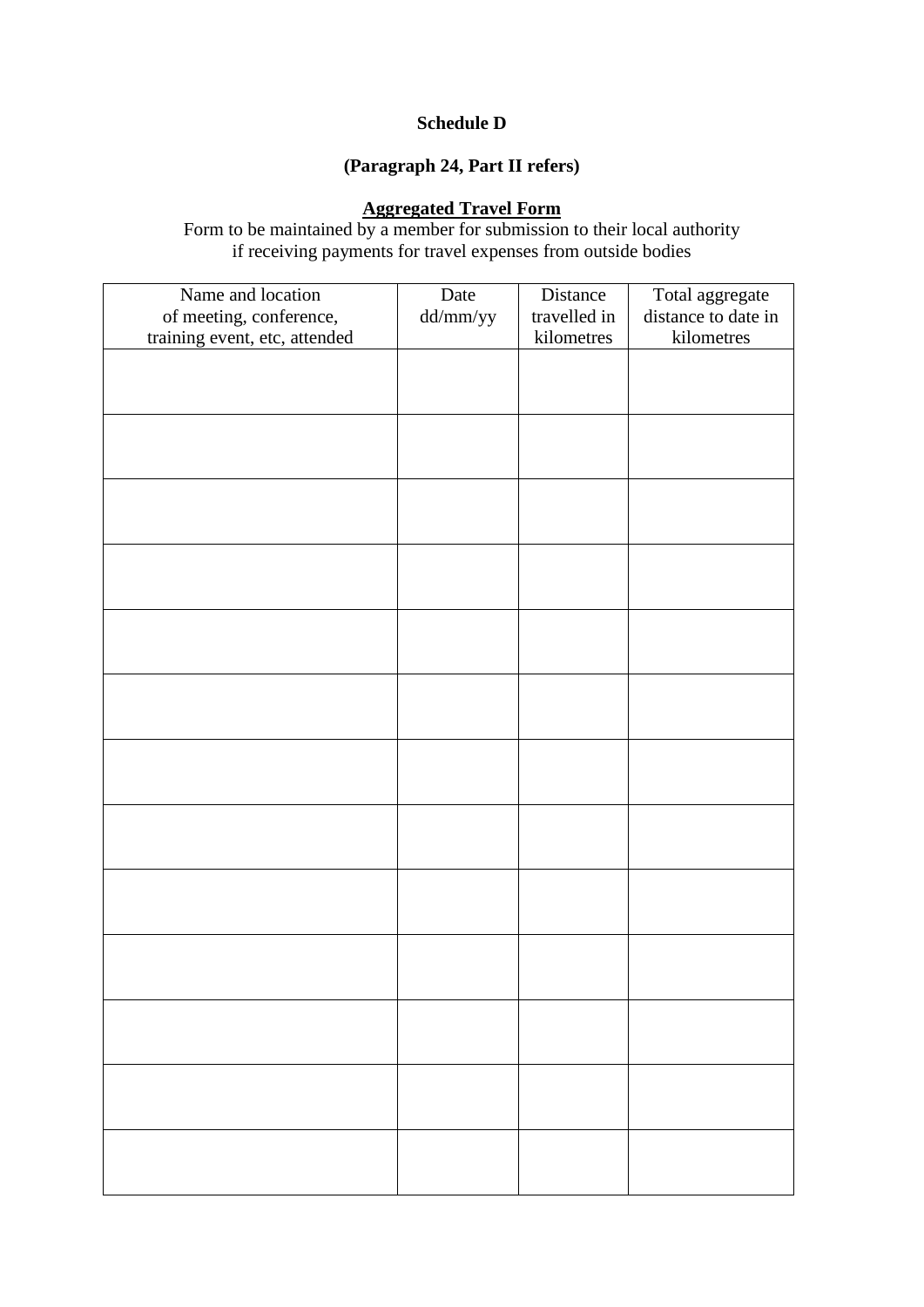**Schedule D**

**(Paragraph 24, Part II refers)**

**Aggregated Travel Form**

Form to be maintained by a member for submission to their local authority if receiving payments for travel expenses from outside bodies

| Name and location of meeting, conference, training event, etc, attended | Date dd/mm/yy | Distance travelled in kilometres | Total aggregate distance to date in kilometres |
|---|---|---|---|
| | | | |
| | | | |
| | | | |
| | | | |
| | | | |
| | | | |
| | | | |
| | | | |
| | | | |
| | | | |
| | | | |
| | | | |
| | | | |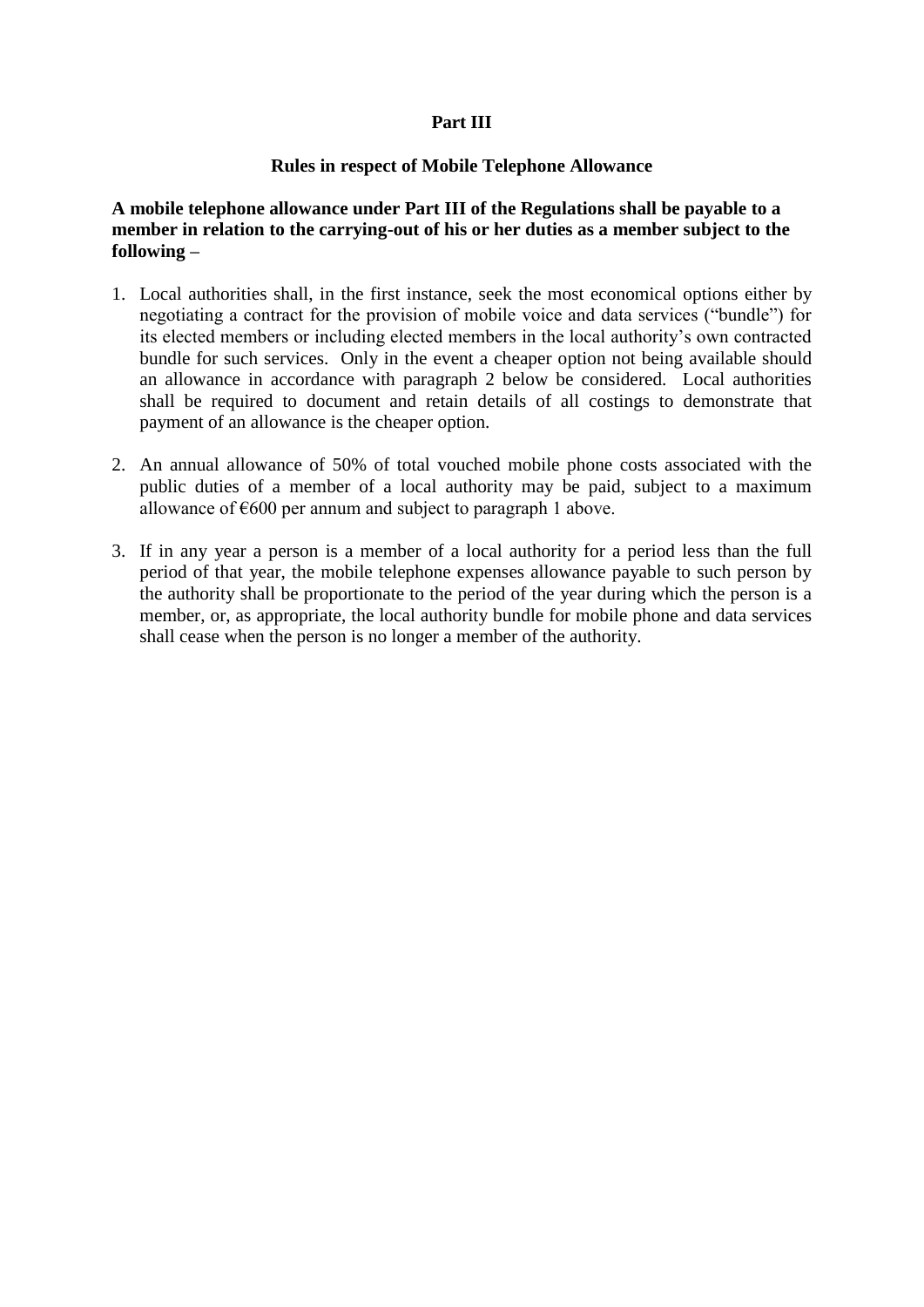## Part III

### Rules in respect of Mobile Telephone Allowance

**A mobile telephone allowance under Part III of the Regulations shall be payable to a member in relation to the carrying-out of his or her duties as a member subject to the following –**

1. Local authorities shall, in the first instance, seek the most economical options either by negotiating a contract for the provision of mobile voice and data services ("bundle") for its elected members or including elected members in the local authority's own contracted bundle for such services. Only in the event a cheaper option not being available should an allowance in accordance with paragraph 2 below be considered. Local authorities shall be required to document and retain details of all costings to demonstrate that payment of an allowance is the cheaper option.

2. An annual allowance of 50% of total vouched mobile phone costs associated with the public duties of a member of a local authority may be paid, subject to a maximum allowance of €600 per annum and subject to paragraph 1 above.

3. If in any year a person is a member of a local authority for a period less than the full period of that year, the mobile telephone expenses allowance payable to such person by the authority shall be proportionate to the period of the year during which the person is a member, or, as appropriate, the local authority bundle for mobile phone and data services shall cease when the person is no longer a member of the authority.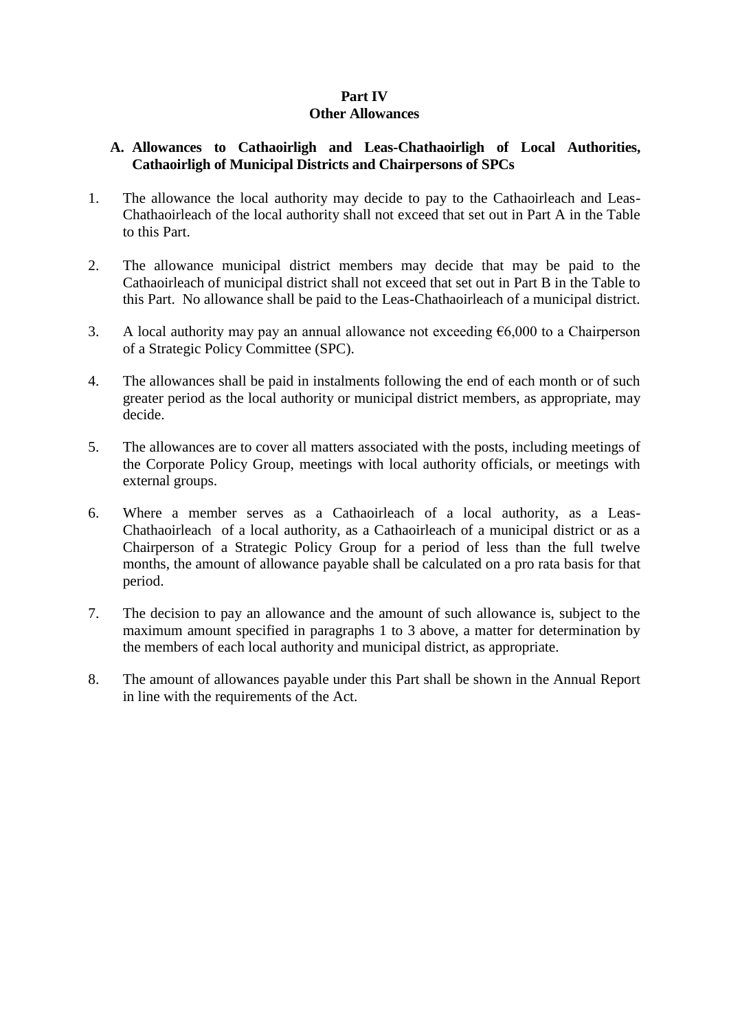# Part IV
# Other Allowances

## A. Allowances to Cathaoirligh and Leas-Chathaoirligh of Local Authorities, Cathaoirligh of Municipal Districts and Chairpersons of SPCs

1. The allowance the local authority may decide to pay to the Cathaoirleach and Leas-Chathaoirleach of the local authority shall not exceed that set out in Part A in the Table to this Part.

2. The allowance municipal district members may decide that may be paid to the Cathaoirleach of municipal district shall not exceed that set out in Part B in the Table to this Part. No allowance shall be paid to the Leas-Chathaoirleach of a municipal district.

3. A local authority may pay an annual allowance not exceeding €6,000 to a Chairperson of a Strategic Policy Committee (SPC).

4. The allowances shall be paid in instalments following the end of each month or of such greater period as the local authority or municipal district members, as appropriate, may decide.

5. The allowances are to cover all matters associated with the posts, including meetings of the Corporate Policy Group, meetings with local authority officials, or meetings with external groups.

6. Where a member serves as a Cathaoirleach of a local authority, as a Leas-Chathaoirleach of a local authority, as a Cathaoirleach of a municipal district or as a Chairperson of a Strategic Policy Group for a period of less than the full twelve months, the amount of allowance payable shall be calculated on a pro rata basis for that period.

7. The decision to pay an allowance and the amount of such allowance is, subject to the maximum amount specified in paragraphs 1 to 3 above, a matter for determination by the members of each local authority and municipal district, as appropriate.

8. The amount of allowances payable under this Part shall be shown in the Annual Report in line with the requirements of the Act.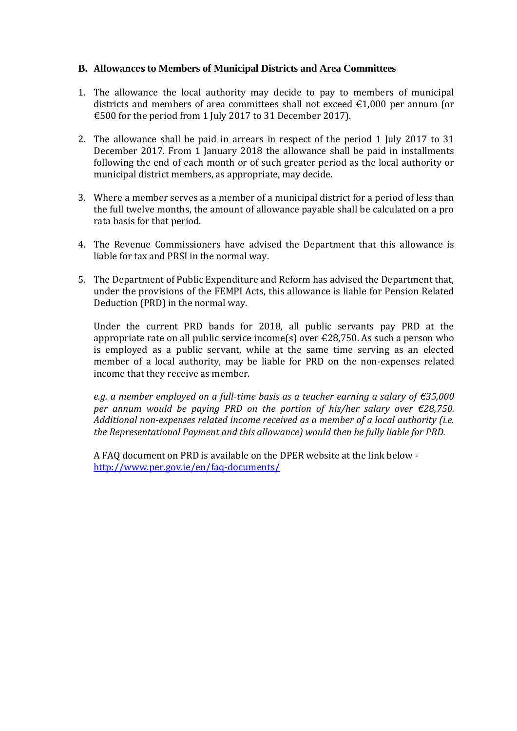## B. Allowances to Members of Municipal Districts and Area Committees

1. The allowance the local authority may decide to pay to members of municipal districts and members of area committees shall not exceed €1,000 per annum (or €500 for the period from 1 July 2017 to 31 December 2017).

2. The allowance shall be paid in arrears in respect of the period 1 July 2017 to 31 December 2017. From 1 January 2018 the allowance shall be paid in installments following the end of each month or of such greater period as the local authority or municipal district members, as appropriate, may decide.

3. Where a member serves as a member of a municipal district for a period of less than the full twelve months, the amount of allowance payable shall be calculated on a pro rata basis for that period.

4. The Revenue Commissioners have advised the Department that this allowance is liable for tax and PRSI in the normal way.

5. The Department of Public Expenditure and Reform has advised the Department that, under the provisions of the FEMPI Acts, this allowance is liable for Pension Related Deduction (PRD) in the normal way.

   Under the current PRD bands for 2018, all public servants pay PRD at the appropriate rate on all public service income(s) over €28,750. As such a person who is employed as a public servant, while at the same time serving as an elected member of a local authority, may be liable for PRD on the non-expenses related income that they receive as member.

   *e.g. a member employed on a full-time basis as a teacher earning a salary of €35,000 per annum would be paying PRD on the portion of his/her salary over €28,750. Additional non-expenses related income received as a member of a local authority (i.e. the Representational Payment and this allowance) would then be fully liable for PRD.*

   A FAQ document on PRD is available on the DPER website at the link below - [http://www.per.gov.ie/en/faq-documents/](http://www.per.gov.ie/en/faq-documents/)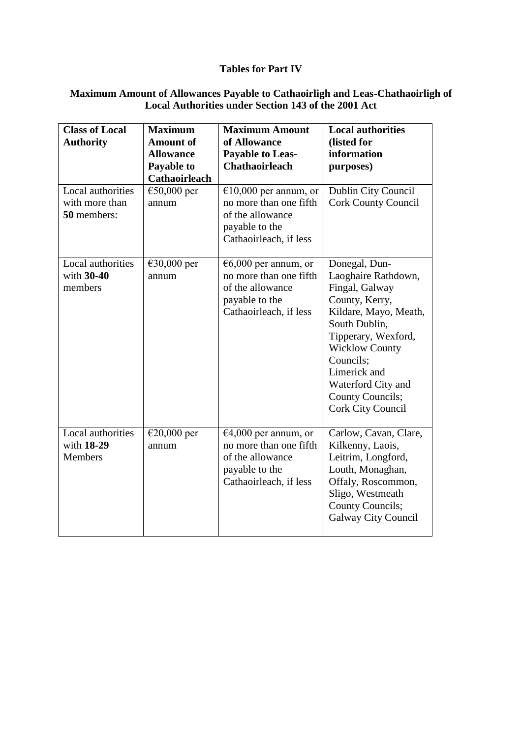## Tables for Part IV

### Maximum Amount of Allowances Payable to Cathaoirligh and Leas-Chathaoirligh of Local Authorities under Section 143 of the 2001 Act

| **Class of Local Authority** | **Maximum Amount of Allowance Payable to Cathaoirleach** | **Maximum Amount of Allowance Payable to Leas-Chathaoirleach** | **Local authorities (listed for information purposes)** |
|---|---|---|---|
| Local authorities with more than **50** members: | €50,000 per annum | €10,000 per annum, or no more than one fifth of the allowance payable to the Cathaoirleach, if less | Dublin City Council Cork County Council |
| Local authorities with **30-40** members | €30,000 per annum | €6,000 per annum, or no more than one fifth of the allowance payable to the Cathaoirleach, if less | Donegal, Dun-Laoghaire Rathdown, Fingal, Galway County, Kerry, Kildare, Mayo, Meath, South Dublin, Tipperary, Wexford, Wicklow County Councils; Limerick and Waterford City and County Councils; Cork City Council |
| Local authorities with **18-29** Members | €20,000 per annum | €4,000 per annum, or no more than one fifth of the allowance payable to the Cathaoirleach, if less | Carlow, Cavan, Clare, Kilkenny, Laois, Leitrim, Longford, Louth, Monaghan, Offaly, Roscommon, Sligo, Westmeath County Councils; Galway City Council |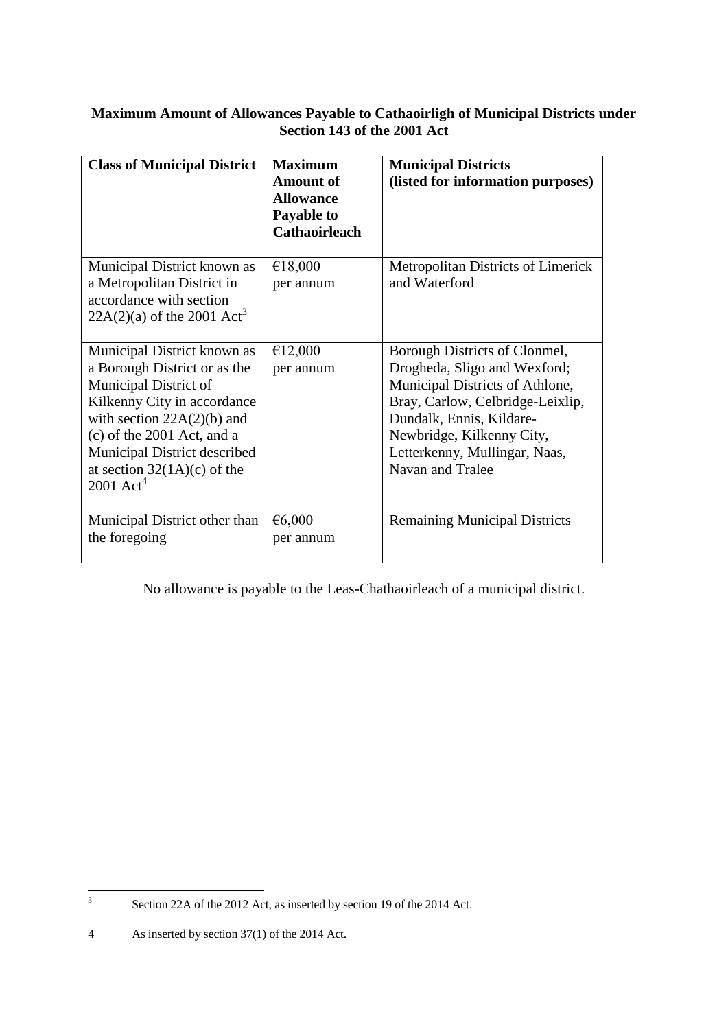**Maximum Amount of Allowances Payable to Cathaoirligh of Municipal Districts under Section 143 of the 2001 Act**

| Class of Municipal District | Maximum Amount of Allowance Payable to Cathaoirleach | Municipal Districts (listed for information purposes) |
|---|---|---|
| Municipal District known as a Metropolitan District in accordance with section 22A(2)(a) of the 2001 Act[3] | €18,000 per annum | Metropolitan Districts of Limerick and Waterford |
| Municipal District known as a Borough District or as the Municipal District of Kilkenny City in accordance with section 22A(2)(b) and (c) of the 2001 Act, and a Municipal District described at section 32(1A)(c) of the 2001 Act[4] | €12,000 per annum | Borough Districts of Clonmel, Drogheda, Sligo and Wexford; Municipal Districts of Athlone, Bray, Carlow, Celbridge-Leixlip, Dundalk, Ennis, Kildare-Newbridge, Kilkenny City, Letterkenny, Mullingar, Naas, Navan and Tralee |
| Municipal District other than the foregoing | €6,000 per annum | Remaining Municipal Districts |

No allowance is payable to the Leas-Chathaoirleach of a municipal district.

---

[3] Section 22A of the 2012 Act, as inserted by section 19 of the 2014 Act.

[4] As inserted by section 37(1) of the 2014 Act.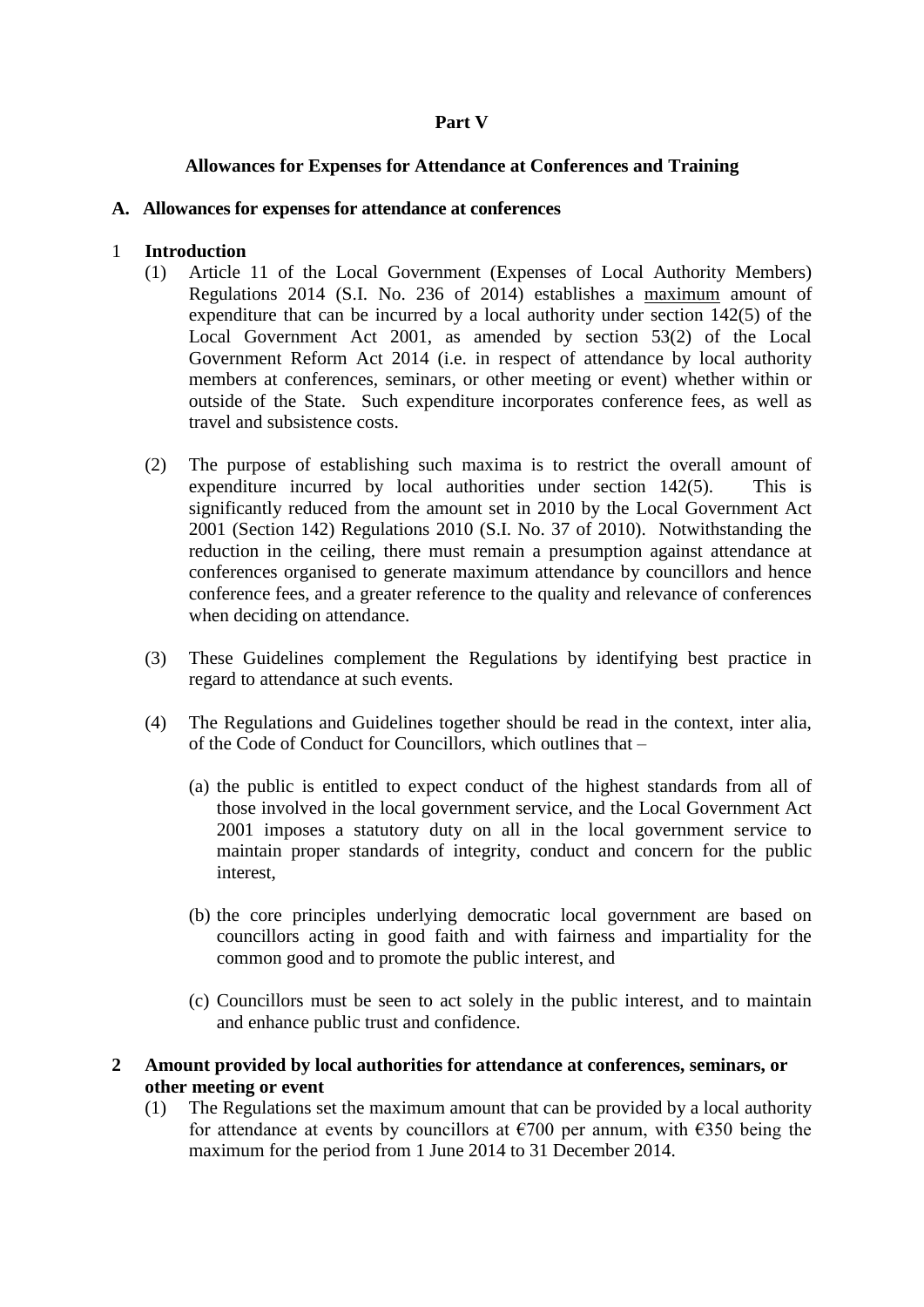## Part V

## Allowances for Expenses for Attendance at Conferences and Training

### A. Allowances for expenses for attendance at conferences

**1 Introduction**

(1) Article 11 of the Local Government (Expenses of Local Authority Members) Regulations 2014 (S.I. No. 236 of 2014) establishes a maximum amount of expenditure that can be incurred by a local authority under section 142(5) of the Local Government Act 2001, as amended by section 53(2) of the Local Government Reform Act 2014 (i.e. in respect of attendance by local authority members at conferences, seminars, or other meeting or event) whether within or outside of the State. Such expenditure incorporates conference fees, as well as travel and subsistence costs.

(2) The purpose of establishing such maxima is to restrict the overall amount of expenditure incurred by local authorities under section 142(5). This is significantly reduced from the amount set in 2010 by the Local Government Act 2001 (Section 142) Regulations 2010 (S.I. No. 37 of 2010). Notwithstanding the reduction in the ceiling, there must remain a presumption against attendance at conferences organised to generate maximum attendance by councillors and hence conference fees, and a greater reference to the quality and relevance of conferences when deciding on attendance.

(3) These Guidelines complement the Regulations by identifying best practice in regard to attendance at such events.

(4) The Regulations and Guidelines together should be read in the context, inter alia, of the Code of Conduct for Councillors, which outlines that –

(a) the public is entitled to expect conduct of the highest standards from all of those involved in the local government service, and the Local Government Act 2001 imposes a statutory duty on all in the local government service to maintain proper standards of integrity, conduct and concern for the public interest,

(b) the core principles underlying democratic local government are based on councillors acting in good faith and with fairness and impartiality for the common good and to promote the public interest, and

(c) Councillors must be seen to act solely in the public interest, and to maintain and enhance public trust and confidence.

**2 Amount provided by local authorities for attendance at conferences, seminars, or other meeting or event**

(1) The Regulations set the maximum amount that can be provided by a local authority for attendance at events by councillors at €700 per annum, with €350 being the maximum for the period from 1 June 2014 to 31 December 2014.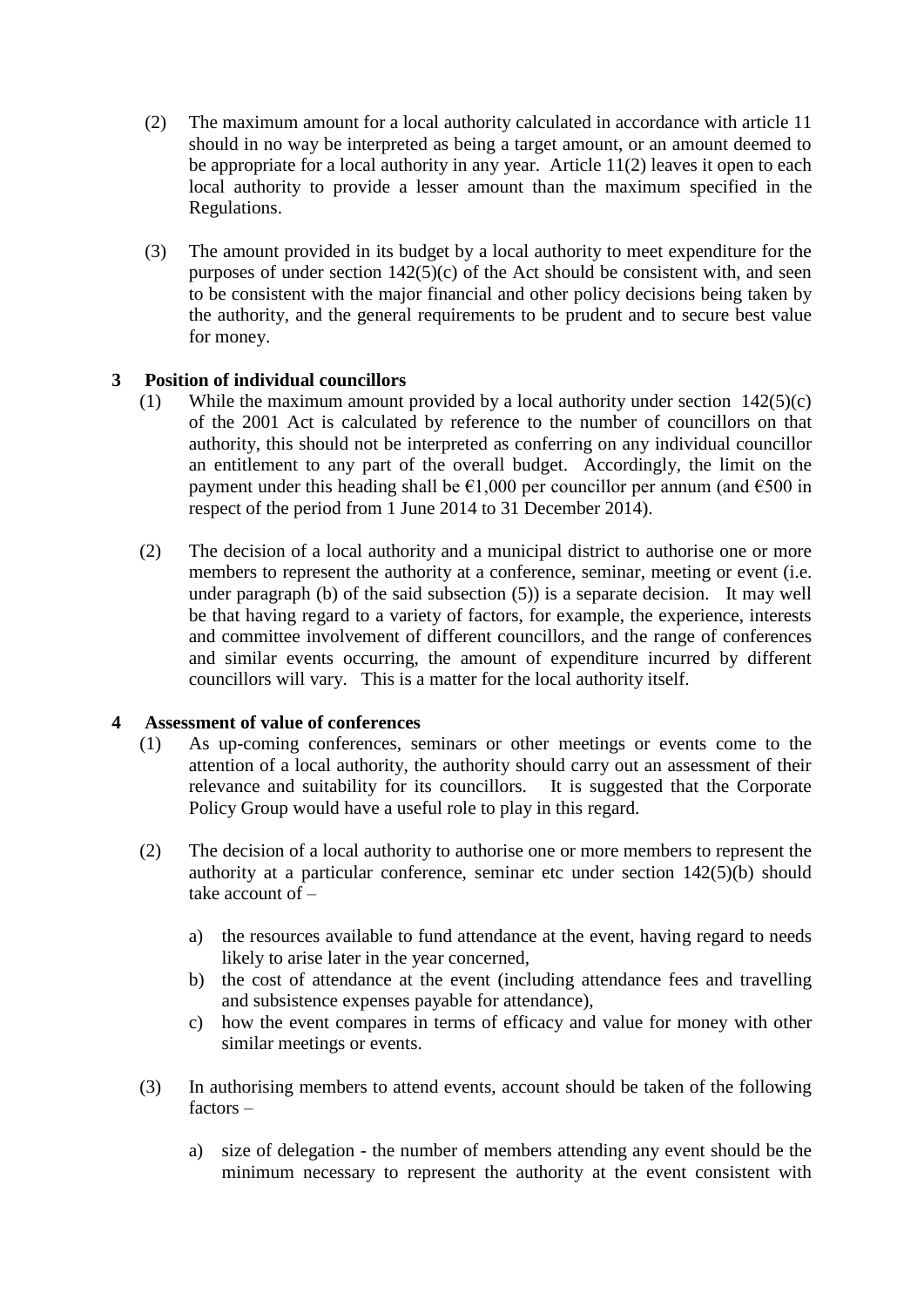(2) The maximum amount for a local authority calculated in accordance with article 11 should in no way be interpreted as being a target amount, or an amount deemed to be appropriate for a local authority in any year. Article 11(2) leaves it open to each local authority to provide a lesser amount than the maximum specified in the Regulations.

(3) The amount provided in its budget by a local authority to meet expenditure for the purposes of under section 142(5)(c) of the Act should be consistent with, and seen to be consistent with the major financial and other policy decisions being taken by the authority, and the general requirements to be prudent and to secure best value for money.

## 3 Position of individual councillors

(1) While the maximum amount provided by a local authority under section 142(5)(c) of the 2001 Act is calculated by reference to the number of councillors on that authority, this should not be interpreted as conferring on any individual councillor an entitlement to any part of the overall budget. Accordingly, the limit on the payment under this heading shall be €1,000 per councillor per annum (and €500 in respect of the period from 1 June 2014 to 31 December 2014).

(2) The decision of a local authority and a municipal district to authorise one or more members to represent the authority at a conference, seminar, meeting or event (i.e. under paragraph (b) of the said subsection (5)) is a separate decision. It may well be that having regard to a variety of factors, for example, the experience, interests and committee involvement of different councillors, and the range of conferences and similar events occurring, the amount of expenditure incurred by different councillors will vary. This is a matter for the local authority itself.

## 4 Assessment of value of conferences

(1) As up-coming conferences, seminars or other meetings or events come to the attention of a local authority, the authority should carry out an assessment of their relevance and suitability for its councillors. It is suggested that the Corporate Policy Group would have a useful role to play in this regard.

(2) The decision of a local authority to authorise one or more members to represent the authority at a particular conference, seminar etc under section 142(5)(b) should take account of –

a) the resources available to fund attendance at the event, having regard to needs likely to arise later in the year concerned,
b) the cost of attendance at the event (including attendance fees and travelling and subsistence expenses payable for attendance),
c) how the event compares in terms of efficacy and value for money with other similar meetings or events.

(3) In authorising members to attend events, account should be taken of the following factors –

a) size of delegation - the number of members attending any event should be the minimum necessary to represent the authority at the event consistent with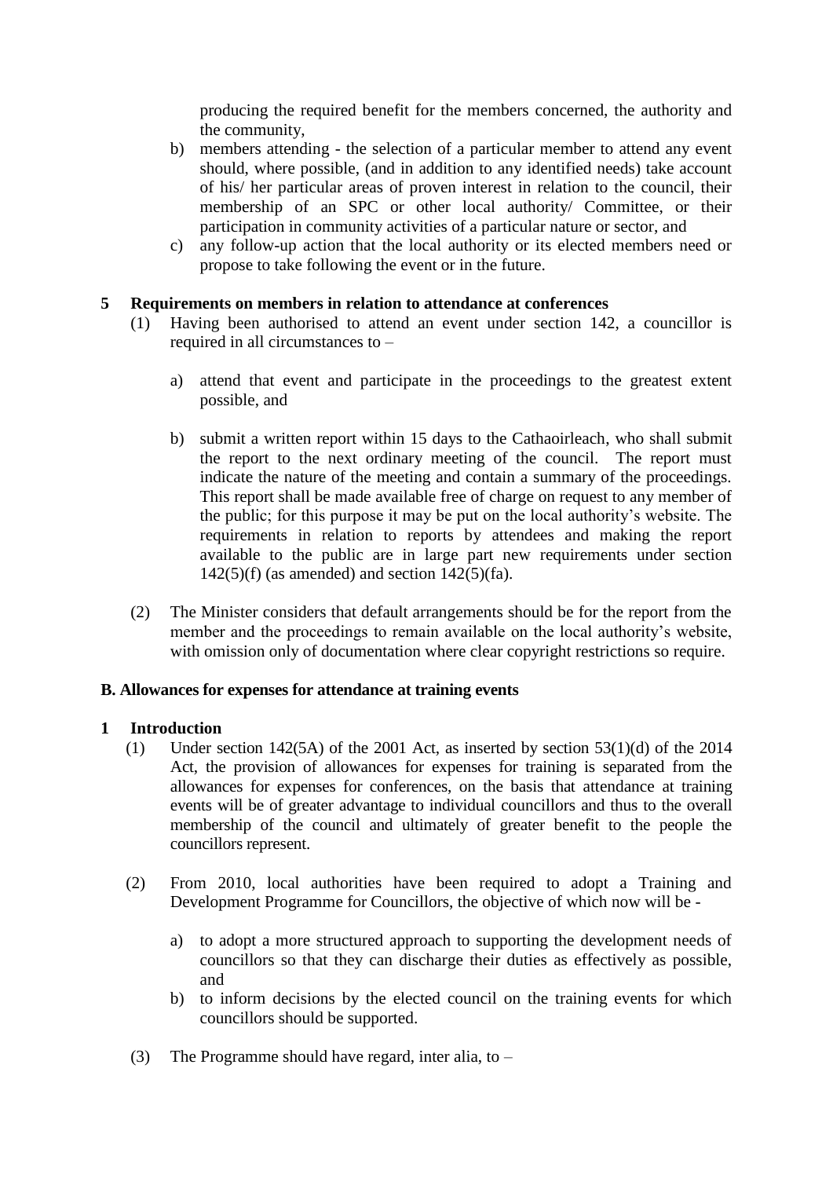producing the required benefit for the members concerned, the authority and the community,

b) members attending - the selection of a particular member to attend any event should, where possible, (and in addition to any identified needs) take account of his/ her particular areas of proven interest in relation to the council, their membership of an SPC or other local authority/ Committee, or their participation in community activities of a particular nature or sector, and

c) any follow-up action that the local authority or its elected members need or propose to take following the event or in the future.

**5 Requirements on members in relation to attendance at conferences**

(1) Having been authorised to attend an event under section 142, a councillor is required in all circumstances to –

a) attend that event and participate in the proceedings to the greatest extent possible, and

b) submit a written report within 15 days to the Cathaoirleach, who shall submit the report to the next ordinary meeting of the council. The report must indicate the nature of the meeting and contain a summary of the proceedings. This report shall be made available free of charge on request to any member of the public; for this purpose it may be put on the local authority's website. The requirements in relation to reports by attendees and making the report available to the public are in large part new requirements under section 142(5)(f) (as amended) and section 142(5)(fa).

(2) The Minister considers that default arrangements should be for the report from the member and the proceedings to remain available on the local authority's website, with omission only of documentation where clear copyright restrictions so require.

**B. Allowances for expenses for attendance at training events**

**1 Introduction**

(1) Under section 142(5A) of the 2001 Act, as inserted by section 53(1)(d) of the 2014 Act, the provision of allowances for expenses for training is separated from the allowances for expenses for conferences, on the basis that attendance at training events will be of greater advantage to individual councillors and thus to the overall membership of the council and ultimately of greater benefit to the people the councillors represent.

(2) From 2010, local authorities have been required to adopt a Training and Development Programme for Councillors, the objective of which now will be -

a) to adopt a more structured approach to supporting the development needs of councillors so that they can discharge their duties as effectively as possible, and

b) to inform decisions by the elected council on the training events for which councillors should be supported.

(3) The Programme should have regard, inter alia, to –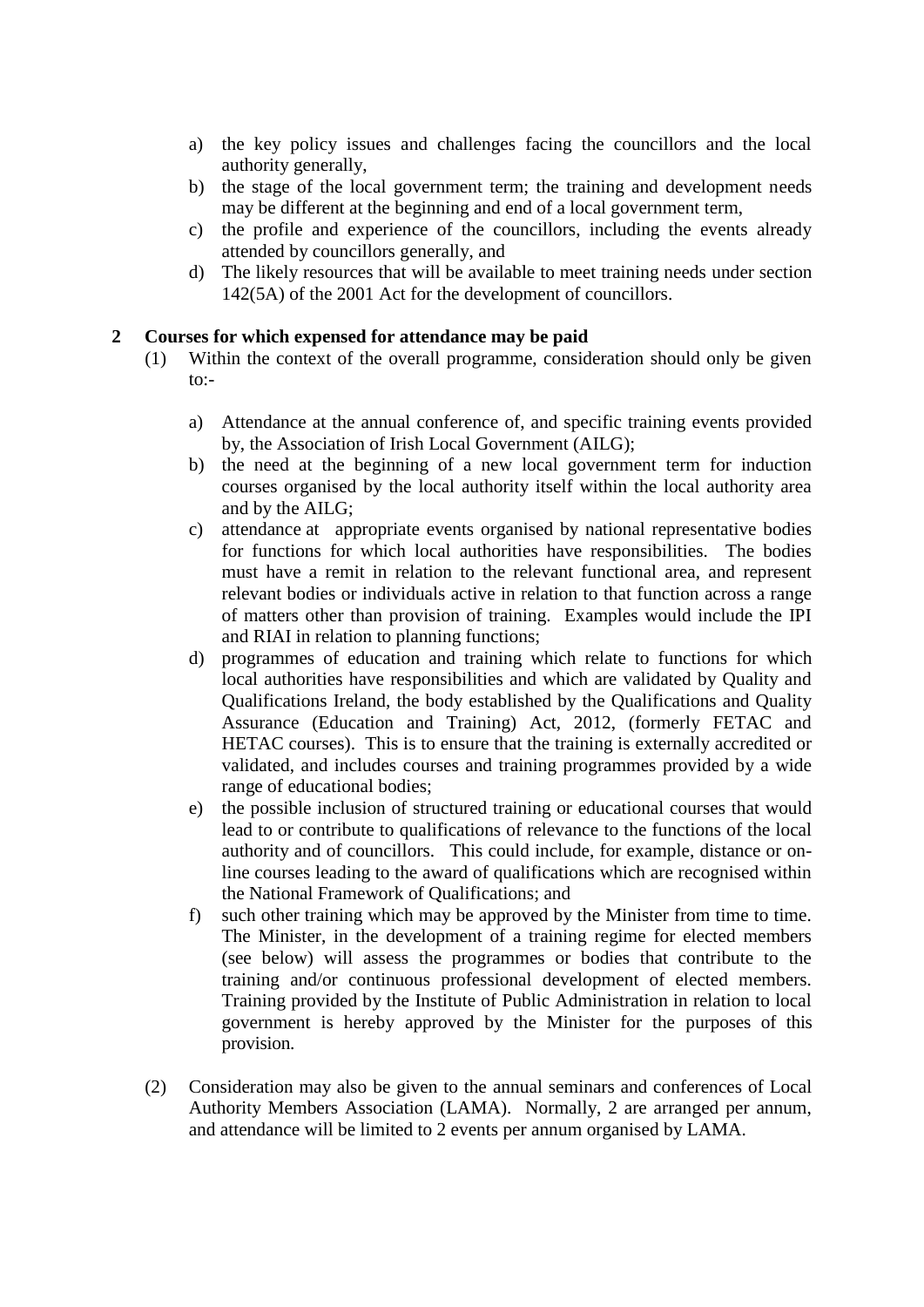a) the key policy issues and challenges facing the councillors and the local authority generally,
b) the stage of the local government term; the training and development needs may be different at the beginning and end of a local government term,
c) the profile and experience of the councillors, including the events already attended by councillors generally, and
d) The likely resources that will be available to meet training needs under section 142(5A) of the 2001 Act for the development of councillors.

## 2 Courses for which expensed for attendance may be paid

(1) Within the context of the overall programme, consideration should only be given to:-

a) Attendance at the annual conference of, and specific training events provided by, the Association of Irish Local Government (AILG);
b) the need at the beginning of a new local government term for induction courses organised by the local authority itself within the local authority area and by the AILG;
c) attendance at appropriate events organised by national representative bodies for functions for which local authorities have responsibilities. The bodies must have a remit in relation to the relevant functional area, and represent relevant bodies or individuals active in relation to that function across a range of matters other than provision of training. Examples would include the IPI and RIAI in relation to planning functions;
d) programmes of education and training which relate to functions for which local authorities have responsibilities and which are validated by Quality and Qualifications Ireland, the body established by the Qualifications and Quality Assurance (Education and Training) Act, 2012, (formerly FETAC and HETAC courses). This is to ensure that the training is externally accredited or validated, and includes courses and training programmes provided by a wide range of educational bodies;
e) the possible inclusion of structured training or educational courses that would lead to or contribute to qualifications of relevance to the functions of the local authority and of councillors. This could include, for example, distance or on-line courses leading to the award of qualifications which are recognised within the National Framework of Qualifications; and
f) such other training which may be approved by the Minister from time to time. The Minister, in the development of a training regime for elected members (see below) will assess the programmes or bodies that contribute to the training and/or continuous professional development of elected members. Training provided by the Institute of Public Administration in relation to local government is hereby approved by the Minister for the purposes of this provision.

(2) Consideration may also be given to the annual seminars and conferences of Local Authority Members Association (LAMA). Normally, 2 are arranged per annum, and attendance will be limited to 2 events per annum organised by LAMA.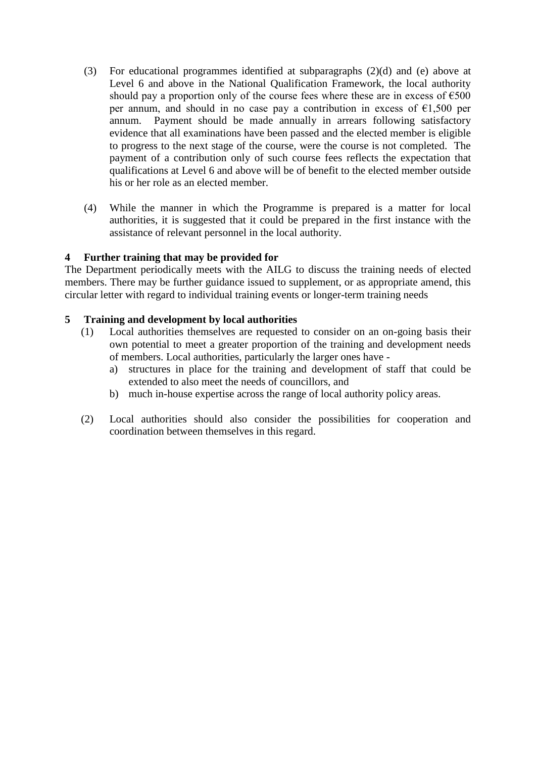(3) For educational programmes identified at subparagraphs (2)(d) and (e) above at Level 6 and above in the National Qualification Framework, the local authority should pay a proportion only of the course fees where these are in excess of €500 per annum, and should in no case pay a contribution in excess of €1,500 per annum. Payment should be made annually in arrears following satisfactory evidence that all examinations have been passed and the elected member is eligible to progress to the next stage of the course, were the course is not completed. The payment of a contribution only of such course fees reflects the expectation that qualifications at Level 6 and above will be of benefit to the elected member outside his or her role as an elected member.

(4) While the manner in which the Programme is prepared is a matter for local authorities, it is suggested that it could be prepared in the first instance with the assistance of relevant personnel in the local authority.

**4 Further training that may be provided for**

The Department periodically meets with the AILG to discuss the training needs of elected members. There may be further guidance issued to supplement, or as appropriate amend, this circular letter with regard to individual training events or longer-term training needs

**5 Training and development by local authorities**

(1) Local authorities themselves are requested to consider on an on-going basis their own potential to meet a greater proportion of the training and development needs of members. Local authorities, particularly the larger ones have -

a) structures in place for the training and development of staff that could be extended to also meet the needs of councillors, and
b) much in-house expertise across the range of local authority policy areas.

(2) Local authorities should also consider the possibilities for cooperation and coordination between themselves in this regard.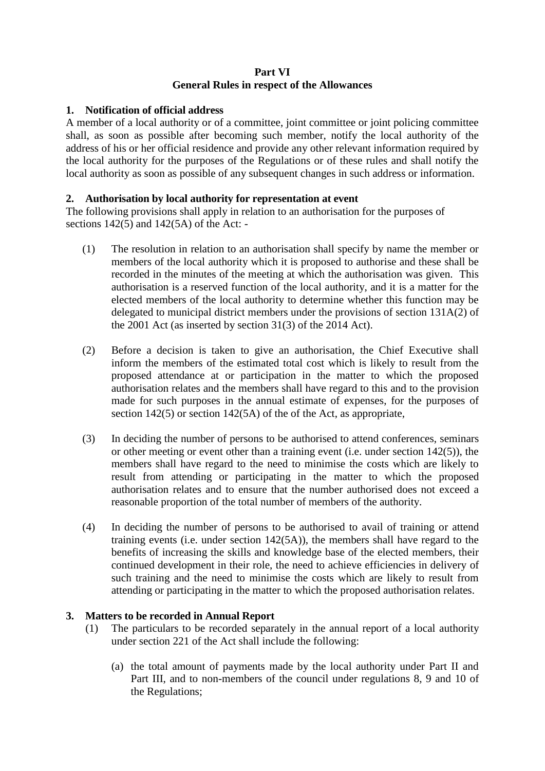**Part VI**
**General Rules in respect of the Allowances**

**1. Notification of official address**

A member of a local authority or of a committee, joint committee or joint policing committee shall, as soon as possible after becoming such member, notify the local authority of the address of his or her official residence and provide any other relevant information required by the local authority for the purposes of the Regulations or of these rules and shall notify the local authority as soon as possible of any subsequent changes in such address or information.

**2. Authorisation by local authority for representation at event**

The following provisions shall apply in relation to an authorisation for the purposes of sections 142(5) and 142(5A) of the Act: -

(1) The resolution in relation to an authorisation shall specify by name the member or members of the local authority which it is proposed to authorise and these shall be recorded in the minutes of the meeting at which the authorisation was given. This authorisation is a reserved function of the local authority, and it is a matter for the elected members of the local authority to determine whether this function may be delegated to municipal district members under the provisions of section 131A(2) of the 2001 Act (as inserted by section 31(3) of the 2014 Act).

(2) Before a decision is taken to give an authorisation, the Chief Executive shall inform the members of the estimated total cost which is likely to result from the proposed attendance at or participation in the matter to which the proposed authorisation relates and the members shall have regard to this and to the provision made for such purposes in the annual estimate of expenses, for the purposes of section 142(5) or section 142(5A) of the of the Act, as appropriate,

(3) In deciding the number of persons to be authorised to attend conferences, seminars or other meeting or event other than a training event (i.e. under section 142(5)), the members shall have regard to the need to minimise the costs which are likely to result from attending or participating in the matter to which the proposed authorisation relates and to ensure that the number authorised does not exceed a reasonable proportion of the total number of members of the authority.

(4) In deciding the number of persons to be authorised to avail of training or attend training events (i.e. under section 142(5A)), the members shall have regard to the benefits of increasing the skills and knowledge base of the elected members, their continued development in their role, the need to achieve efficiencies in delivery of such training and the need to minimise the costs which are likely to result from attending or participating in the matter to which the proposed authorisation relates.

**3. Matters to be recorded in Annual Report**

(1) The particulars to be recorded separately in the annual report of a local authority under section 221 of the Act shall include the following:

(a) the total amount of payments made by the local authority under Part II and Part III, and to non-members of the council under regulations 8, 9 and 10 of the Regulations;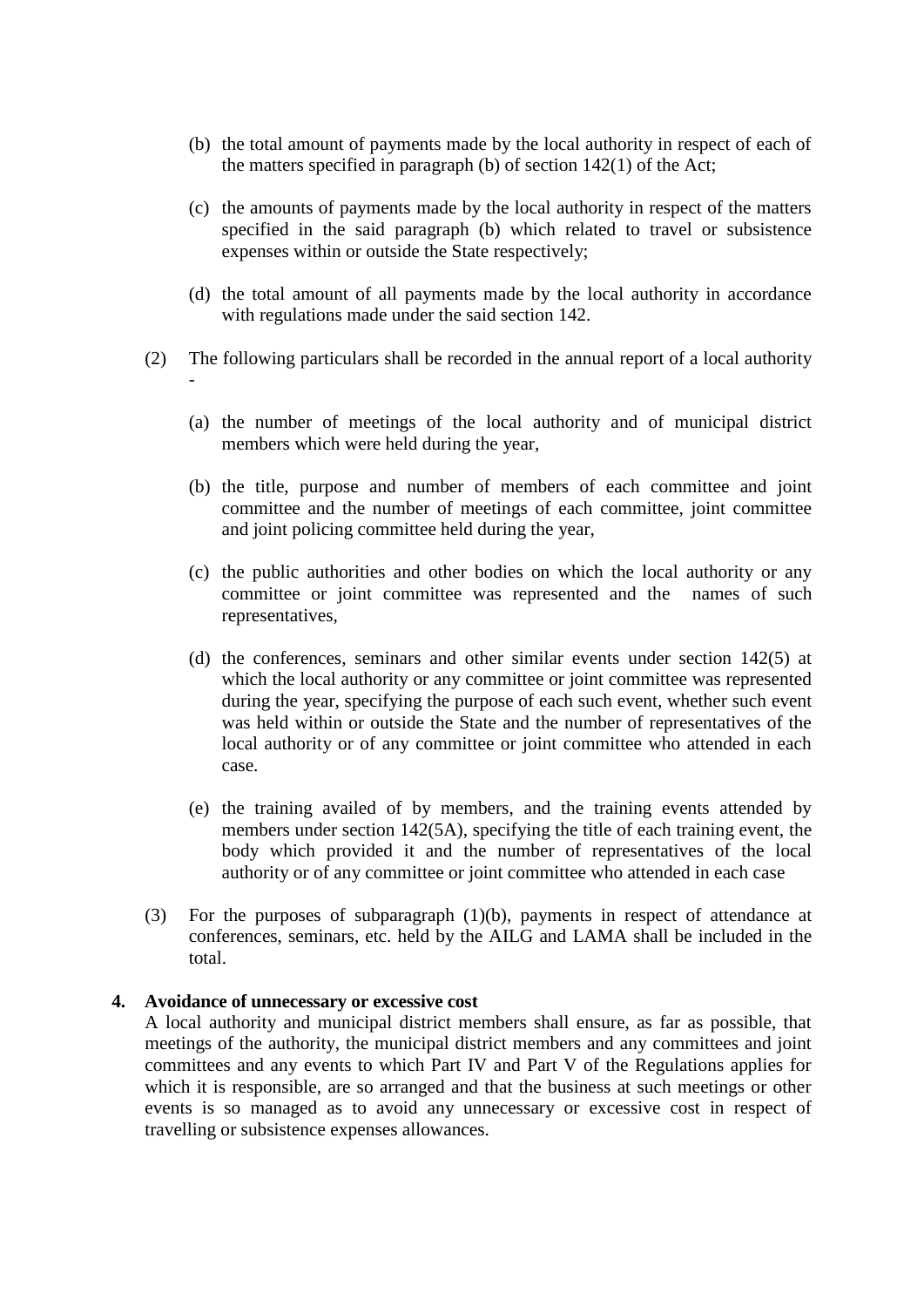(b) the total amount of payments made by the local authority in respect of each of the matters specified in paragraph (b) of section 142(1) of the Act;

(c) the amounts of payments made by the local authority in respect of the matters specified in the said paragraph (b) which related to travel or subsistence expenses within or outside the State respectively;

(d) the total amount of all payments made by the local authority in accordance with regulations made under the said section 142.

(2) The following particulars shall be recorded in the annual report of a local authority -

(a) the number of meetings of the local authority and of municipal district members which were held during the year,

(b) the title, purpose and number of members of each committee and joint committee and the number of meetings of each committee, joint committee and joint policing committee held during the year,

(c) the public authorities and other bodies on which the local authority or any committee or joint committee was represented and the names of such representatives,

(d) the conferences, seminars and other similar events under section 142(5) at which the local authority or any committee or joint committee was represented during the year, specifying the purpose of each such event, whether such event was held within or outside the State and the number of representatives of the local authority or of any committee or joint committee who attended in each case.

(e) the training availed of by members, and the training events attended by members under section 142(5A), specifying the title of each training event, the body which provided it and the number of representatives of the local authority or of any committee or joint committee who attended in each case

(3) For the purposes of subparagraph (1)(b), payments in respect of attendance at conferences, seminars, etc. held by the AILG and LAMA shall be included in the total.

**4. Avoidance of unnecessary or excessive cost**

A local authority and municipal district members shall ensure, as far as possible, that meetings of the authority, the municipal district members and any committees and joint committees and any events to which Part IV and Part V of the Regulations applies for which it is responsible, are so arranged and that the business at such meetings or other events is so managed as to avoid any unnecessary or excessive cost in respect of travelling or subsistence expenses allowances.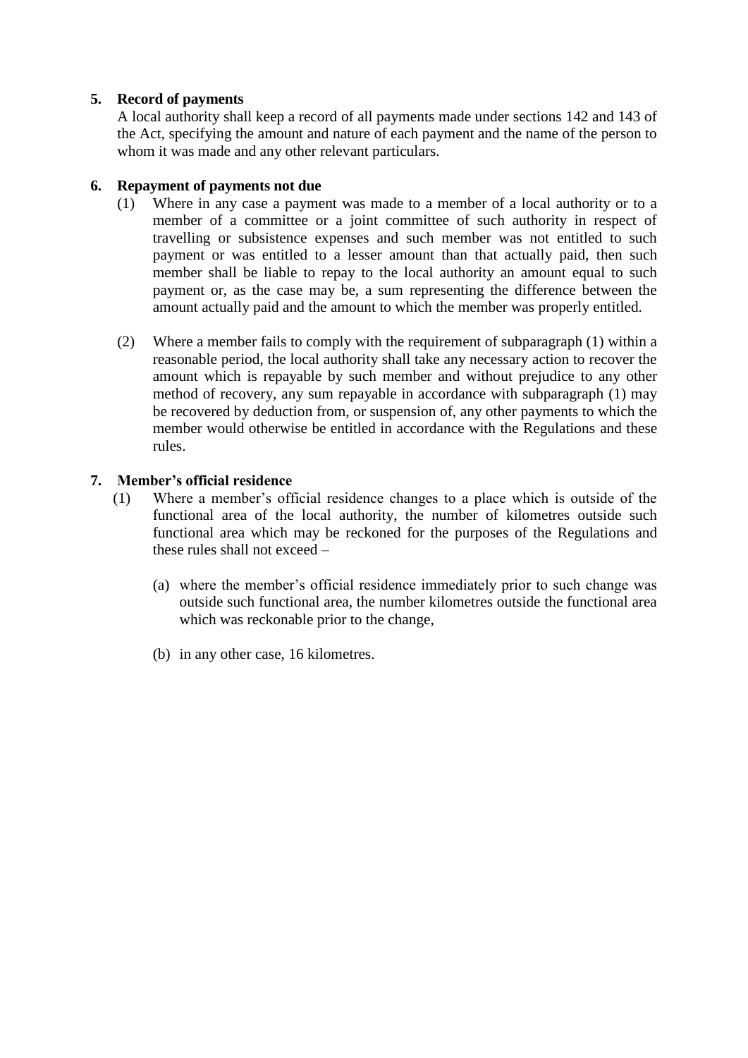**5. Record of payments**

A local authority shall keep a record of all payments made under sections 142 and 143 of the Act, specifying the amount and nature of each payment and the name of the person to whom it was made and any other relevant particulars.

**6. Repayment of payments not due**

(1) Where in any case a payment was made to a member of a local authority or to a member of a committee or a joint committee of such authority in respect of travelling or subsistence expenses and such member was not entitled to such payment or was entitled to a lesser amount than that actually paid, then such member shall be liable to repay to the local authority an amount equal to such payment or, as the case may be, a sum representing the difference between the amount actually paid and the amount to which the member was properly entitled.

(2) Where a member fails to comply with the requirement of subparagraph (1) within a reasonable period, the local authority shall take any necessary action to recover the amount which is repayable by such member and without prejudice to any other method of recovery, any sum repayable in accordance with subparagraph (1) may be recovered by deduction from, or suspension of, any other payments to which the member would otherwise be entitled in accordance with the Regulations and these rules.

**7. Member's official residence**

(1) Where a member's official residence changes to a place which is outside of the functional area of the local authority, the number of kilometres outside such functional area which may be reckoned for the purposes of the Regulations and these rules shall not exceed –

(a) where the member's official residence immediately prior to such change was outside such functional area, the number kilometres outside the functional area which was reckonable prior to the change,

(b) in any other case, 16 kilometres.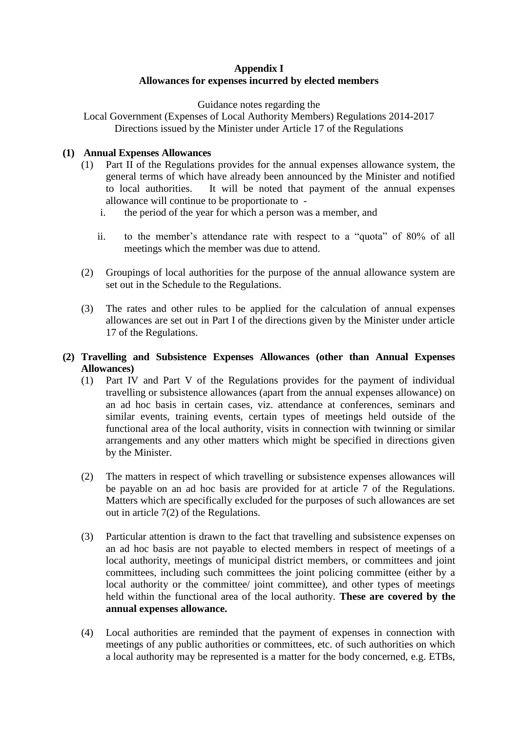**Appendix I**
**Allowances for expenses incurred by elected members**

Guidance notes regarding the
Local Government (Expenses of Local Authority Members) Regulations 2014-2017
Directions issued by the Minister under Article 17 of the Regulations

**(1) Annual Expenses Allowances**

(1) Part II of the Regulations provides for the annual expenses allowance system, the general terms of which have already been announced by the Minister and notified to local authorities. It will be noted that payment of the annual expenses allowance will continue to be proportionate to -

i. the period of the year for which a person was a member, and

ii. to the member's attendance rate with respect to a "quota" of 80% of all meetings which the member was due to attend.

(2) Groupings of local authorities for the purpose of the annual allowance system are set out in the Schedule to the Regulations.

(3) The rates and other rules to be applied for the calculation of annual expenses allowances are set out in Part I of the directions given by the Minister under article 17 of the Regulations.

**(2) Travelling and Subsistence Expenses Allowances (other than Annual Expenses Allowances)**

(1) Part IV and Part V of the Regulations provides for the payment of individual travelling or subsistence allowances (apart from the annual expenses allowance) on an ad hoc basis in certain cases, viz. attendance at conferences, seminars and similar events, training events, certain types of meetings held outside of the functional area of the local authority, visits in connection with twinning or similar arrangements and any other matters which might be specified in directions given by the Minister.

(2) The matters in respect of which travelling or subsistence expenses allowances will be payable on an ad hoc basis are provided for at article 7 of the Regulations. Matters which are specifically excluded for the purposes of such allowances are set out in article 7(2) of the Regulations.

(3) Particular attention is drawn to the fact that travelling and subsistence expenses on an ad hoc basis are not payable to elected members in respect of meetings of a local authority, meetings of municipal district members, or committees and joint committees, including such committees the joint policing committee (either by a local authority or the committee/ joint committee), and other types of meetings held within the functional area of the local authority. **These are covered by the annual expenses allowance.**

(4) Local authorities are reminded that the payment of expenses in connection with meetings of any public authorities or committees, etc. of such authorities on which a local authority may be represented is a matter for the body concerned, e.g. ETBs,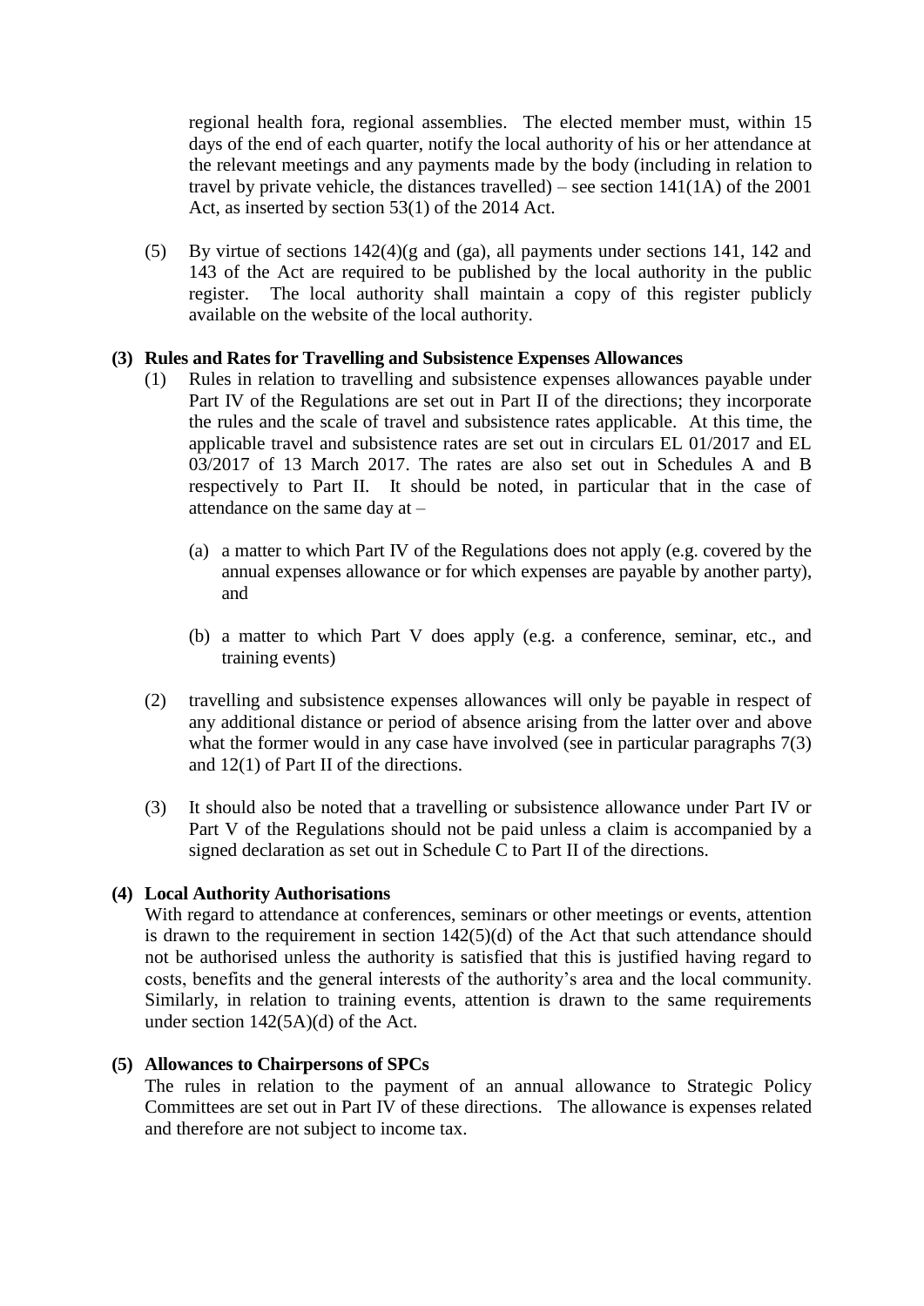regional health fora, regional assemblies. The elected member must, within 15 days of the end of each quarter, notify the local authority of his or her attendance at the relevant meetings and any payments made by the body (including in relation to travel by private vehicle, the distances travelled) – see section 141(1A) of the 2001 Act, as inserted by section 53(1) of the 2014 Act.

(5) By virtue of sections 142(4)(g and (ga), all payments under sections 141, 142 and 143 of the Act are required to be published by the local authority in the public register. The local authority shall maintain a copy of this register publicly available on the website of the local authority.

**(3) Rules and Rates for Travelling and Subsistence Expenses Allowances**

(1) Rules in relation to travelling and subsistence expenses allowances payable under Part IV of the Regulations are set out in Part II of the directions; they incorporate the rules and the scale of travel and subsistence rates applicable. At this time, the applicable travel and subsistence rates are set out in circulars EL 01/2017 and EL 03/2017 of 13 March 2017. The rates are also set out in Schedules A and B respectively to Part II. It should be noted, in particular that in the case of attendance on the same day at –

(a) a matter to which Part IV of the Regulations does not apply (e.g. covered by the annual expenses allowance or for which expenses are payable by another party), and

(b) a matter to which Part V does apply (e.g. a conference, seminar, etc., and training events)

(2) travelling and subsistence expenses allowances will only be payable in respect of any additional distance or period of absence arising from the latter over and above what the former would in any case have involved (see in particular paragraphs 7(3) and 12(1) of Part II of the directions.

(3) It should also be noted that a travelling or subsistence allowance under Part IV or Part V of the Regulations should not be paid unless a claim is accompanied by a signed declaration as set out in Schedule C to Part II of the directions.

**(4) Local Authority Authorisations**

With regard to attendance at conferences, seminars or other meetings or events, attention is drawn to the requirement in section 142(5)(d) of the Act that such attendance should not be authorised unless the authority is satisfied that this is justified having regard to costs, benefits and the general interests of the authority's area and the local community. Similarly, in relation to training events, attention is drawn to the same requirements under section 142(5A)(d) of the Act.

**(5) Allowances to Chairpersons of SPCs**

The rules in relation to the payment of an annual allowance to Strategic Policy Committees are set out in Part IV of these directions. The allowance is expenses related and therefore are not subject to income tax.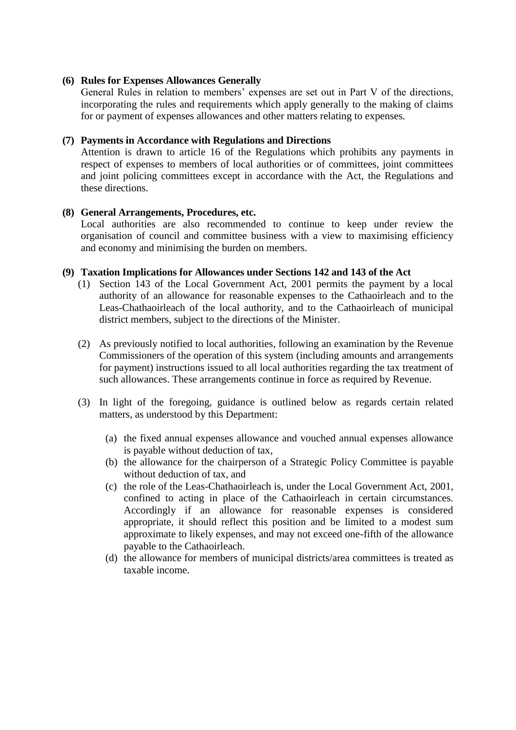**(6) Rules for Expenses Allowances Generally**

General Rules in relation to members' expenses are set out in Part V of the directions, incorporating the rules and requirements which apply generally to the making of claims for or payment of expenses allowances and other matters relating to expenses.

**(7) Payments in Accordance with Regulations and Directions**

Attention is drawn to article 16 of the Regulations which prohibits any payments in respect of expenses to members of local authorities or of committees, joint committees and joint policing committees except in accordance with the Act, the Regulations and these directions.

**(8) General Arrangements, Procedures, etc.**

Local authorities are also recommended to continue to keep under review the organisation of council and committee business with a view to maximising efficiency and economy and minimising the burden on members.

**(9) Taxation Implications for Allowances under Sections 142 and 143 of the Act**

(1) Section 143 of the Local Government Act, 2001 permits the payment by a local authority of an allowance for reasonable expenses to the Cathaoirleach and to the Leas-Chathaoirleach of the local authority, and to the Cathaoirleach of municipal district members, subject to the directions of the Minister.

(2) As previously notified to local authorities, following an examination by the Revenue Commissioners of the operation of this system (including amounts and arrangements for payment) instructions issued to all local authorities regarding the tax treatment of such allowances. These arrangements continue in force as required by Revenue.

(3) In light of the foregoing, guidance is outlined below as regards certain related matters, as understood by this Department:

   (a) the fixed annual expenses allowance and vouched annual expenses allowance is payable without deduction of tax,

   (b) the allowance for the chairperson of a Strategic Policy Committee is payable without deduction of tax, and

   (c) the role of the Leas-Chathaoirleach is, under the Local Government Act, 2001, confined to acting in place of the Cathaoirleach in certain circumstances. Accordingly if an allowance for reasonable expenses is considered appropriate, it should reflect this position and be limited to a modest sum approximate to likely expenses, and may not exceed one-fifth of the allowance payable to the Cathaoirleach.

   (d) the allowance for members of municipal districts/area committees is treated as taxable income.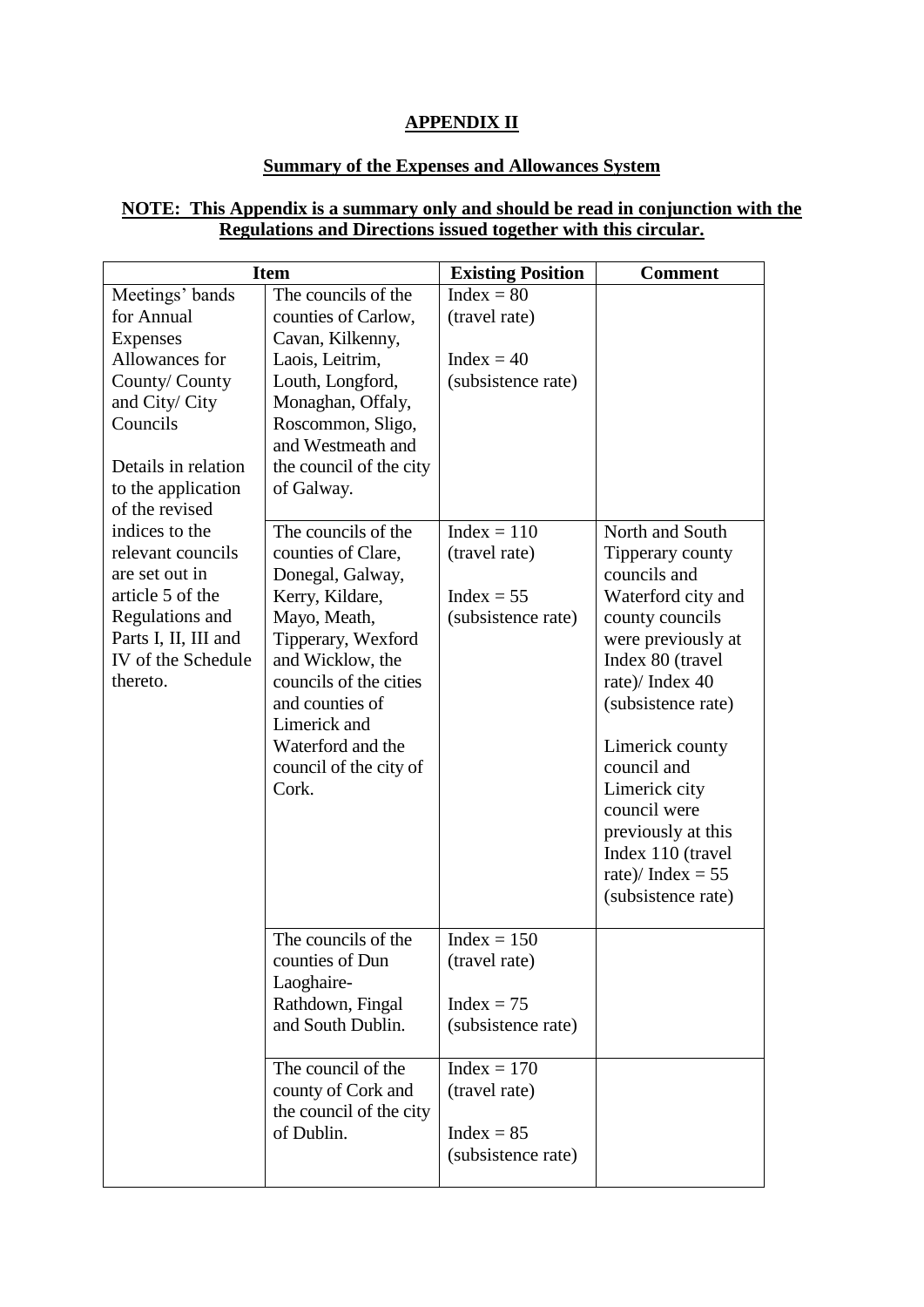## APPENDIX II

## Summary of the Expenses and Allowances System

**NOTE: This Appendix is a summary only and should be read in conjunction with the Regulations and Directions issued together with this circular.**

| Item | | Existing Position | Comment |
|---|---|---|---|
| Meetings' bands for Annual Expenses Allowances for County/ County and City/ City Councils<br><br>Details in relation to the application of the revised indices to the relevant councils are set out in article 5 of the Regulations and Parts I, II, III and IV of the Schedule thereto. | The councils of the counties of Carlow, Cavan, Kilkenny, Laois, Leitrim, Louth, Longford, Monaghan, Offaly, Roscommon, Sligo, and Westmeath and the council of the city of Galway. | Index = 80 (travel rate)<br><br>Index = 40 (subsistence rate) | |
| | The councils of the counties of Clare, Donegal, Galway, Kerry, Kildare, Mayo, Meath, Tipperary, Wexford and Wicklow, the councils of the cities and counties of Limerick and Waterford and the council of the city of Cork. | Index = 110 (travel rate)<br><br>Index = 55 (subsistence rate) | North and South Tipperary county councils and Waterford city and county councils were previously at Index 80 (travel rate)/ Index 40 (subsistence rate)<br><br>Limerick county council and Limerick city council were previously at this Index 110 (travel rate)/ Index = 55 (subsistence rate) |
| | The councils of the counties of Dun Laoghaire-Rathdown, Fingal and South Dublin. | Index = 150 (travel rate)<br><br>Index = 75 (subsistence rate) | |
| | The council of the county of Cork and the council of the city of Dublin. | Index = 170 (travel rate)<br><br>Index = 85 (subsistence rate) | |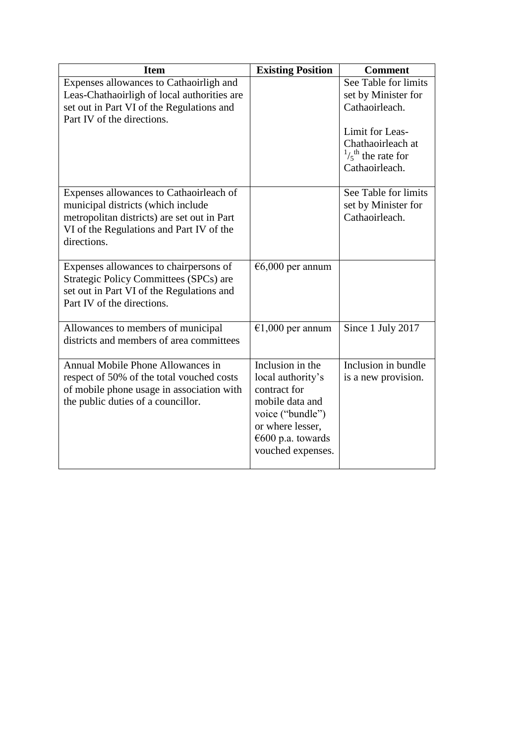| Item | Existing Position | Comment |
|---|---|---|
| Expenses allowances to Cathaoirligh and Leas-Chathaoirligh of local authorities are set out in Part VI of the Regulations and Part IV of the directions. | | See Table for limits set by Minister for Cathaoirleach.<br><br>Limit for Leas-Chathaoirleach at $^{1}/_{5}{}^{th}$ the rate for Cathaoirleach. |
| Expenses allowances to Cathaoirleach of municipal districts (which include metropolitan districts) are set out in Part VI of the Regulations and Part IV of the directions. | | See Table for limits set by Minister for Cathaoirleach. |
| Expenses allowances to chairpersons of Strategic Policy Committees (SPCs) are set out in Part VI of the Regulations and Part IV of the directions. | €6,000 per annum | |
| Allowances to members of municipal districts and members of area committees | €1,000 per annum | Since 1 July 2017 |
| Annual Mobile Phone Allowances in respect of 50% of the total vouched costs of mobile phone usage in association with the public duties of a councillor. | Inclusion in the local authority's contract for mobile data and voice ("bundle") or where lesser, €600 p.a. towards vouched expenses. | Inclusion in bundle is a new provision. |